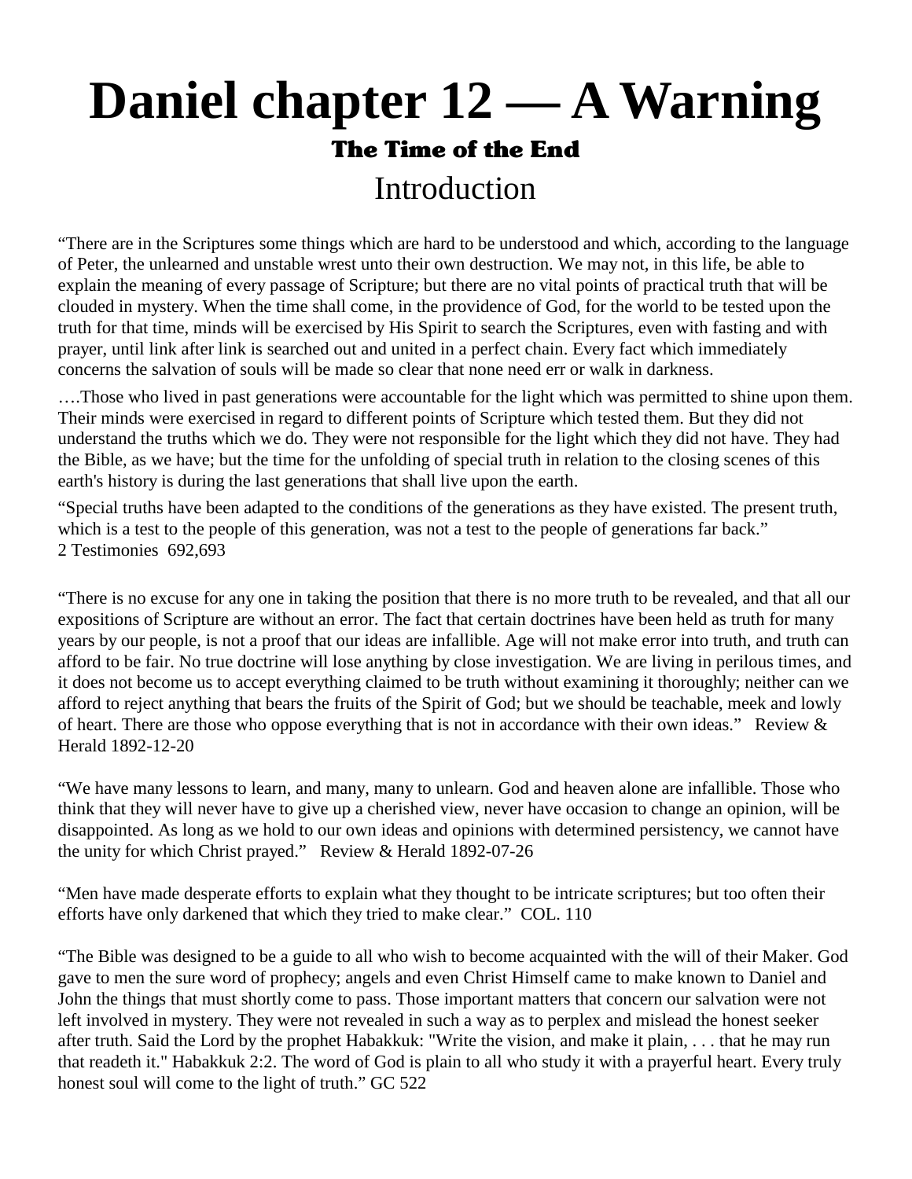# Daniel chapter 12 — A Warning

### The Time of the End

## Introduction

"There are in the Scriptures some things which are hard to be understood and which, according to the language of Peter, the unlearned and unstable wrest unto their own destruction. We may not, in this life, be able to explain the meaning of every passage of Scripture; but there are no vital points of practical truth that will be clouded in mystery. When the time shall come, in the providence of God, for the world to be tested upon the truth for that time, minds will be exercised by His Spirit to search the Scriptures, even with fasting and with prayer, until link after link is searched out and united in a perfect chain. Every fact which immediately concerns the salvation of souls will be made so clear that none need err or walk in darkness.

….Those who lived in past generations were accountable for the light which was permitted to shine upon them. Their minds were exercised in regard to different points of Scripture which tested them. But they did not understand the truths which we do. They were not responsible for the light which they did not have. They had the Bible, as we have; but the time for the unfolding of special truth in relation to the closing scenes of this earth's history is during the last generations that shall live upon the earth.

"Special truths have been adapted to the conditions of the generations as they have existed. The present truth, which is a test to the people of this generation, was not a test to the people of generations far back."
2 Testimonies 692,693

"There is no excuse for any one in taking the position that there is no more truth to be revealed, and that all our expositions of Scripture are without an error. The fact that certain doctrines have been held as truth for many years by our people, is not a proof that our ideas are infallible. Age will not make error into truth, and truth can afford to be fair. No true doctrine will lose anything by close investigation. We are living in perilous times, and it does not become us to accept everything claimed to be truth without examining it thoroughly; neither can we afford to reject anything that bears the fruits of the Spirit of God; but we should be teachable, meek and lowly of heart. There are those who oppose everything that is not in accordance with their own ideas." Review & Herald 1892-12-20

"We have many lessons to learn, and many, many to unlearn. God and heaven alone are infallible. Those who think that they will never have to give up a cherished view, never have occasion to change an opinion, will be disappointed. As long as we hold to our own ideas and opinions with determined persistency, we cannot have the unity for which Christ prayed." Review & Herald 1892-07-26

"Men have made desperate efforts to explain what they thought to be intricate scriptures; but too often their efforts have only darkened that which they tried to make clear." COL. 110

"The Bible was designed to be a guide to all who wish to become acquainted with the will of their Maker. God gave to men the sure word of prophecy; angels and even Christ Himself came to make known to Daniel and John the things that must shortly come to pass. Those important matters that concern our salvation were not left involved in mystery. They were not revealed in such a way as to perplex and mislead the honest seeker after truth. Said the Lord by the prophet Habakkuk: "Write the vision, and make it plain, . . . that he may run that readeth it." Habakkuk 2:2. The word of God is plain to all who study it with a prayerful heart. Every truly honest soul will come to the light of truth." GC 522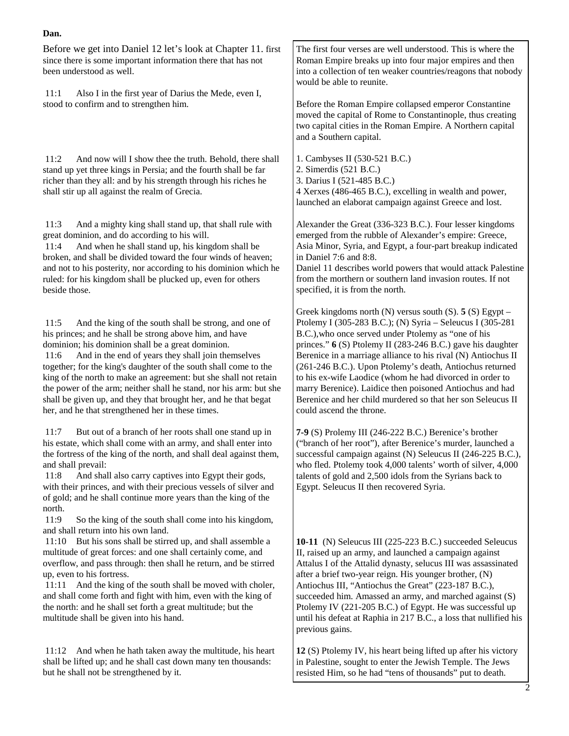**Dan.**

Before we get into Daniel 12 let's look at Chapter 11. first since there is some important information there that has not been understood as well.

The first four verses are well understood. This is where the Roman Empire breaks up into four major empires and then into a collection of ten weaker countries/reagons that nobody would be able to reunite.

11:1 Also I in the first year of Darius the Mede, even I, stood to confirm and to strengthen him.

Before the Roman Empire collapsed emperor Constantine moved the capital of Rome to Constantinople, thus creating two capital cities in the Roman Empire. A Northern capital and a Southern capital.

11:2 And now will I show thee the truth. Behold, there shall stand up yet three kings in Persia; and the fourth shall be far richer than they all: and by his strength through his riches he shall stir up all against the realm of Grecia.

1. Cambyses II (530-521 B.C.)
2. Simerdis (521 B.C.)
3. Darius I (521-485 B.C.)
4 Xerxes (486-465 B.C.), excelling in wealth and power, launched an elaborat campaign against Greece and lost.

11:3 And a mighty king shall stand up, that shall rule with great dominion, and do according to his will.
11:4 And when he shall stand up, his kingdom shall be broken, and shall be divided toward the four winds of heaven; and not to his posterity, nor according to his dominion which he ruled: for his kingdom shall be plucked up, even for others beside those.

Alexander the Great (336-323 B.C.). Four lesser kingdoms emerged from the rubble of Alexander's empire: Greece, Asia Minor, Syria, and Egypt, a four-part breakup indicated in Daniel 7:6 and 8:8.
Daniel 11 describes world powers that would attack Palestine from the morthern or southern land invasion routes. If not specified, it is from the north.

11:5 And the king of the south shall be strong, and one of his princes; and he shall be strong above him, and have dominion; his dominion shall be a great dominion.
11:6 And in the end of years they shall join themselves together; for the king's daughter of the south shall come to the king of the north to make an agreement: but she shall not retain the power of the arm; neither shall he stand, nor his arm: but she shall be given up, and they that brought her, and he that begat her, and he that strengthened her in these times.

Greek kingdoms north (N) versus south (S). **5** (S) Egypt – Ptolemy I (305-283 B.C.); (N) Syria – Seleucus I (305-281 B.C.),who once served under Ptolemy as "one of his princes." **6** (S) Ptolemy II (283-246 B.C.) gave his daughter Berenice in a marriage alliance to his rival (N) Antiochus II (261-246 B.C.). Upon Ptolemy's death, Antiochus returned to his ex-wife Laodice (whom he had divorced in order to marry Berenice). Laidice then poisoned Antiochus and had Berenice and her child murdered so that her son Seleucus II could ascend the throne.

11:7 But out of a branch of her roots shall one stand up in his estate, which shall come with an army, and shall enter into the fortress of the king of the north, and shall deal against them, and shall prevail:
11:8 And shall also carry captives into Egypt their gods, with their princes, and with their precious vessels of silver and of gold; and he shall continue more years than the king of the north.
11:9 So the king of the south shall come into his kingdom, and shall return into his own land.

**7-9** (S) Prolemy III (246-222 B.C.) Berenice's brother ("branch of her root"), after Berenice's murder, launched a successful campaign against (N) Seleucus II (246-225 B.C.), who fled. Ptolemy took 4,000 talents' worth of silver, 4,000 talents of gold and 2,500 idols from the Syrians back to Egypt. Seleucus II then recovered Syria.

11:10 But his sons shall be stirred up, and shall assemble a multitude of great forces: and one shall certainly come, and overflow, and pass through: then shall he return, and be stirred up, even to his fortress.
11:11 And the king of the south shall be moved with choler, and shall come forth and fight with him, even with the king of the north: and he shall set forth a great multitude; but the multitude shall be given into his hand.

**10-11** (N) Seleucus III (225-223 B.C.) succeeded Seleucus II, raised up an army, and launched a campaign against Attalus I of the Attalid dynasty, selucus III was assassinated after a brief two-year reign. His younger brother, (N) Antiochus III, "Antiochus the Great" (223-187 B.C.), succeeded him. Amassed an army, and marched against (S) Ptolemy IV (221-205 B.C.) of Egypt. He was successful up until his defeat at Raphia in 217 B.C., a loss that nullified his previous gains.

11:12 And when he hath taken away the multitude, his heart shall be lifted up; and he shall cast down many ten thousands: but he shall not be strengthened by it.

**12** (S) Ptolemy IV, his heart being lifted up after his victory in Palestine, sought to enter the Jewish Temple. The Jews resisted Him, so he had "tens of thousands" put to death.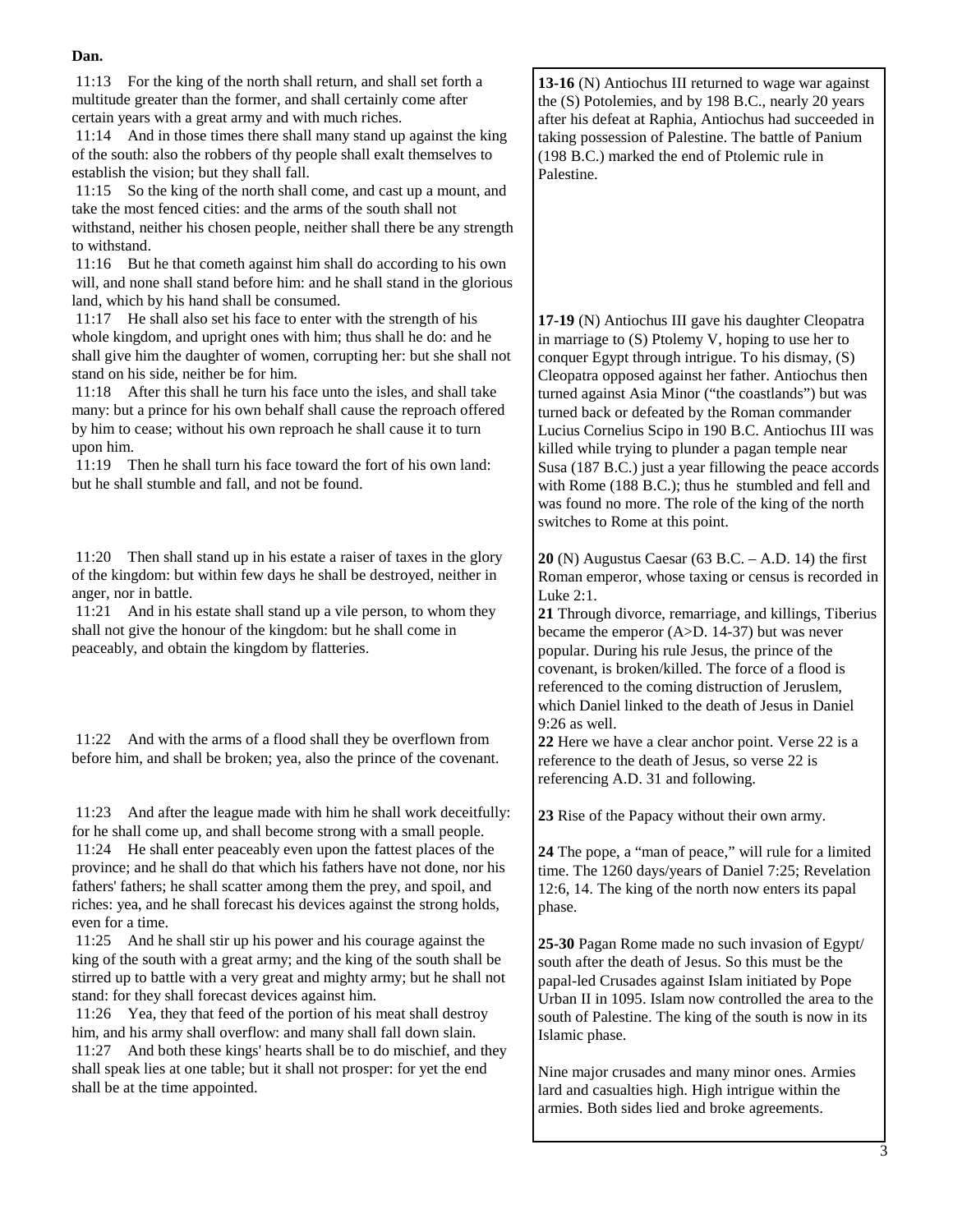**Dan.**

11:13 For the king of the north shall return, and shall set forth a multitude greater than the former, and shall certainly come after certain years with a great army and with much riches.
11:14 And in those times there shall many stand up against the king of the south: also the robbers of thy people shall exalt themselves to establish the vision; but they shall fall.
11:15 So the king of the north shall come, and cast up a mount, and take the most fenced cities: and the arms of the south shall not withstand, neither his chosen people, neither shall there be any strength to withstand.
11:16 But he that cometh against him shall do according to his own will, and none shall stand before him: and he shall stand in the glorious land, which by his hand shall be consumed.

**13-16** (N) Antiochus III returned to wage war against the (S) Potolemies, and by 198 B.C., nearly 20 years after his defeat at Raphia, Antiochus had succeeded in taking possession of Palestine. The battle of Panium (198 B.C.) marked the end of Ptolemic rule in Palestine.

11:17 He shall also set his face to enter with the strength of his whole kingdom, and upright ones with him; thus shall he do: and he shall give him the daughter of women, corrupting her: but she shall not stand on his side, neither be for him.
11:18 After this shall he turn his face unto the isles, and shall take many: but a prince for his own behalf shall cause the reproach offered by him to cease; without his own reproach he shall cause it to turn upon him.
11:19 Then he shall turn his face toward the fort of his own land: but he shall stumble and fall, and not be found.

**17-19** (N) Antiochus III gave his daughter Cleopatra in marriage to (S) Ptolemy V, hoping to use her to conquer Egypt through intrigue. To his dismay, (S) Cleopatra opposed against her father. Antiochus then turned against Asia Minor ("the coastlands") but was turned back or defeated by the Roman commander Lucius Cornelius Scipo in 190 B.C. Antiochus III was killed while trying to plunder a pagan temple near Susa (187 B.C.) just a year fillowing the peace accords with Rome (188 B.C.); thus he stumbled and fell and was found no more. The role of the king of the north switches to Rome at this point.

11:20 Then shall stand up in his estate a raiser of taxes in the glory of the kingdom: but within few days he shall be destroyed, neither in anger, nor in battle.
11:21 And in his estate shall stand up a vile person, to whom they shall not give the honour of the kingdom: but he shall come in peaceably, and obtain the kingdom by flatteries.

**20** (N) Augustus Caesar (63 B.C. – A.D. 14) the first Roman emperor, whose taxing or census is recorded in Luke 2:1.

**21** Through divorce, remarriage, and killings, Tiberius became the emperor (A>D. 14-37) but was never popular. During his rule Jesus, the prince of the covenant, is broken/killed. The force of a flood is referenced to the coming distruction of Jeruslem, which Daniel linked to the death of Jesus in Daniel 9:26 as well.

11:22 And with the arms of a flood shall they be overflown from before him, and shall be broken; yea, also the prince of the covenant.

**22** Here we have a clear anchor point. Verse 22 is a reference to the death of Jesus, so verse 22 is referencing A.D. 31 and following.

11:23 And after the league made with him he shall work deceitfully: for he shall come up, and shall become strong with a small people.

**23** Rise of the Papacy without their own army.

11:24 He shall enter peaceably even upon the fattest places of the province; and he shall do that which his fathers have not done, nor his fathers' fathers; he shall scatter among them the prey, and spoil, and riches: yea, and he shall forecast his devices against the strong holds, even for a time.

**24** The pope, a "man of peace," will rule for a limited time. The 1260 days/years of Daniel 7:25; Revelation 12:6, 14. The king of the north now enters its papal phase.

11:25 And he shall stir up his power and his courage against the king of the south with a great army; and the king of the south shall be stirred up to battle with a very great and mighty army; but he shall not stand: for they shall forecast devices against him.
11:26 Yea, they that feed of the portion of his meat shall destroy him, and his army shall overflow: and many shall fall down slain.
11:27 And both these kings' hearts shall be to do mischief, and they shall speak lies at one table; but it shall not prosper: for yet the end shall be at the time appointed.

**25-30** Pagan Rome made no such invasion of Egypt/ south after the death of Jesus. So this must be the papal-led Crusades against Islam initiated by Pope Urban II in 1095. Islam now controlled the area to the south of Palestine. The king of the south is now in its Islamic phase.

Nine major crusades and many minor ones. Armies lard and casualties high. High intrigue within the armies. Both sides lied and broke agreements.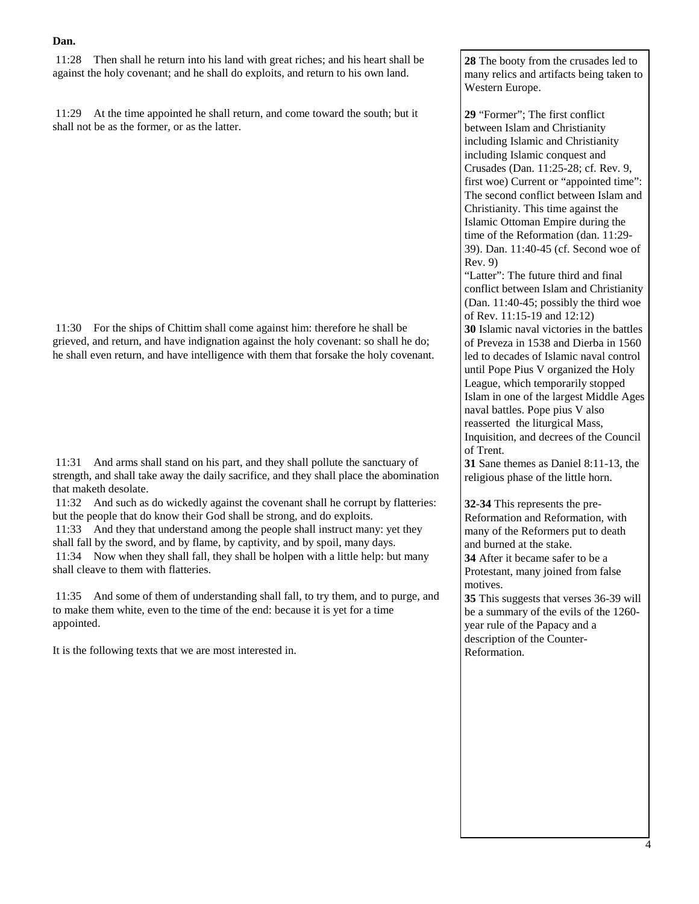**Dan.**

11:28 Then shall he return into his land with great riches; and his heart shall be against the holy covenant; and he shall do exploits, and return to his own land.

**28** The booty from the crusades led to many relics and artifacts being taken to Western Europe.

11:29 At the time appointed he shall return, and come toward the south; but it shall not be as the former, or as the latter.

**29** "Former"; The first conflict between Islam and Christianity including Islamic and Christianity including Islamic conquest and Crusades (Dan. 11:25-28; cf. Rev. 9, first woe) Current or "appointed time": The second conflict between Islam and Christianity. This time against the Islamic Ottoman Empire during the time of the Reformation (dan. 11:29-39). Dan. 11:40-45 (cf. Second woe of Rev. 9)

"Latter": The future third and final conflict between Islam and Christianity (Dan. 11:40-45; possibly the third woe of Rev. 11:15-19 and 12:12)

11:30 For the ships of Chittim shall come against him: therefore he shall be grieved, and return, and have indignation against the holy covenant: so shall he do; he shall even return, and have intelligence with them that forsake the holy covenant.

**30** Islamic naval victories in the battles of Preveza in 1538 and Dierba in 1560 led to decades of Islamic naval control until Pope Pius V organized the Holy League, which temporarily stopped Islam in one of the largest Middle Ages naval battles. Pope pius V also reasserted the liturgical Mass, Inquisition, and decrees of the Council of Trent.

11:31 And arms shall stand on his part, and they shall pollute the sanctuary of strength, and shall take away the daily sacrifice, and they shall place the abomination that maketh desolate.

**31** Sane themes as Daniel 8:11-13, the religious phase of the little horn.

11:32 And such as do wickedly against the covenant shall he corrupt by flatteries: but the people that do know their God shall be strong, and do exploits.

11:33 And they that understand among the people shall instruct many: yet they shall fall by the sword, and by flame, by captivity, and by spoil, many days.

11:34 Now when they shall fall, they shall be holpen with a little help: but many shall cleave to them with flatteries.

**32-34** This represents the pre-Reformation and Reformation, with many of the Reformers put to death and burned at the stake.

**34** After it became safer to be a Protestant, many joined from false motives.

11:35 And some of them of understanding shall fall, to try them, and to purge, and to make them white, even to the time of the end: because it is yet for a time appointed.

**35** This suggests that verses 36-39 will be a summary of the evils of the 1260-year rule of the Papacy and a description of the Counter-Reformation.

It is the following texts that we are most interested in.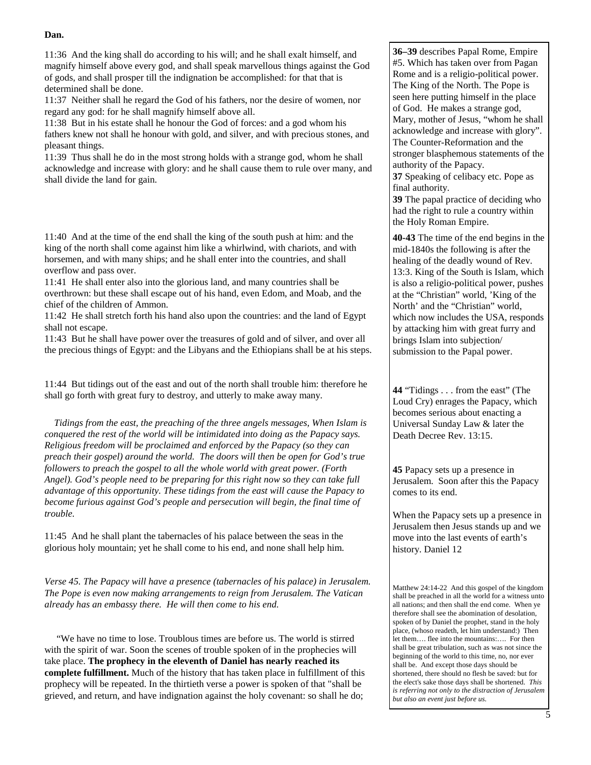**Dan.**

11:36 And the king shall do according to his will; and he shall exalt himself, and magnify himself above every god, and shall speak marvellous things against the God of gods, and shall prosper till the indignation be accomplished: for that that is determined shall be done.

11:37 Neither shall he regard the God of his fathers, nor the desire of women, nor regard any god: for he shall magnify himself above all.

11:38 But in his estate shall he honour the God of forces: and a god whom his fathers knew not shall he honour with gold, and silver, and with precious stones, and pleasant things.

11:39 Thus shall he do in the most strong holds with a strange god, whom he shall acknowledge and increase with glory: and he shall cause them to rule over many, and shall divide the land for gain.

**36–39** describes Papal Rome, Empire #5. Which has taken over from Pagan Rome and is a religio-political power. The King of the North. The Pope is seen here putting himself in the place of God. He makes a strange god, Mary, mother of Jesus, "whom he shall acknowledge and increase with glory". The Counter-Reformation and the stronger blasphemous statements of the authority of the Papacy.

**37** Speaking of celibacy etc. Pope as final authority.

**39** The papal practice of deciding who had the right to rule a country within the Holy Roman Empire.

11:40 And at the time of the end shall the king of the south push at him: and the king of the north shall come against him like a whirlwind, with chariots, and with horsemen, and with many ships; and he shall enter into the countries, and shall overflow and pass over.

11:41 He shall enter also into the glorious land, and many countries shall be overthrown: but these shall escape out of his hand, even Edom, and Moab, and the chief of the children of Ammon.

11:42 He shall stretch forth his hand also upon the countries: and the land of Egypt shall not escape.

11:43 But he shall have power over the treasures of gold and of silver, and over all the precious things of Egypt: and the Libyans and the Ethiopians shall be at his steps.

**40-43** The time of the end begins in the mid-1840s the following is after the healing of the deadly wound of Rev. 13:3. King of the South is Islam, which is also a religio-political power, pushes at the "Christian" world, 'King of the North' and the "Christian" world, which now includes the USA, responds by attacking him with great furry and brings Islam into subjection/ submission to the Papal power.

11:44 But tidings out of the east and out of the north shall trouble him: therefore he shall go forth with great fury to destroy, and utterly to make away many.

**44** "Tidings . . . from the east" (The Loud Cry) enrages the Papacy, which becomes serious about enacting a Universal Sunday Law & later the Death Decree Rev. 13:15.

*Tidings from the east, the preaching of the three angels messages, When Islam is conquered the rest of the world will be intimidated into doing as the Papacy says. Religious freedom will be proclaimed and enforced by the Papacy (so they can preach their gospel) around the world. The doors will then be open for God's true followers to preach the gospel to all the whole world with great power. (Forth Angel). God's people need to be preparing for this right now so they can take full advantage of this opportunity. These tidings from the east will cause the Papacy to become furious against God's people and persecution will begin, the final time of trouble.*

11:45 And he shall plant the tabernacles of his palace between the seas in the glorious holy mountain; yet he shall come to his end, and none shall help him.

**45** Papacy sets up a presence in Jerusalem. Soon after this the Papacy comes to its end.

When the Papacy sets up a presence in Jerusalem then Jesus stands up and we move into the last events of earth's history. Daniel 12

*Verse 45. The Papacy will have a presence (tabernacles of his palace) in Jerusalem. The Pope is even now making arrangements to reign from Jerusalem. The Vatican already has an embassy there. He will then come to his end.*

Matthew 24:14-22 And this gospel of the kingdom shall be preached in all the world for a witness unto all nations; and then shall the end come. When ye therefore shall see the abomination of desolation, spoken of by Daniel the prophet, stand in the holy place, (whoso readeth, let him understand:) Then let them…. flee into the mountains:…. For then shall be great tribulation, such as was not since the beginning of the world to this time, no, nor ever shall be. And except those days should be shortened, there should no flesh be saved: but for the elect's sake those days shall be shortened. *This is referring not only to the distraction of Jerusalem but also an event just before us.*

"We have no time to lose. Troublous times are before us. The world is stirred with the spirit of war. Soon the scenes of trouble spoken of in the prophecies will take place. **The prophecy in the eleventh of Daniel has nearly reached its complete fulfillment.** Much of the history that has taken place in fulfillment of this prophecy will be repeated. In the thirtieth verse a power is spoken of that "shall be grieved, and return, and have indignation against the holy covenant: so shall he do;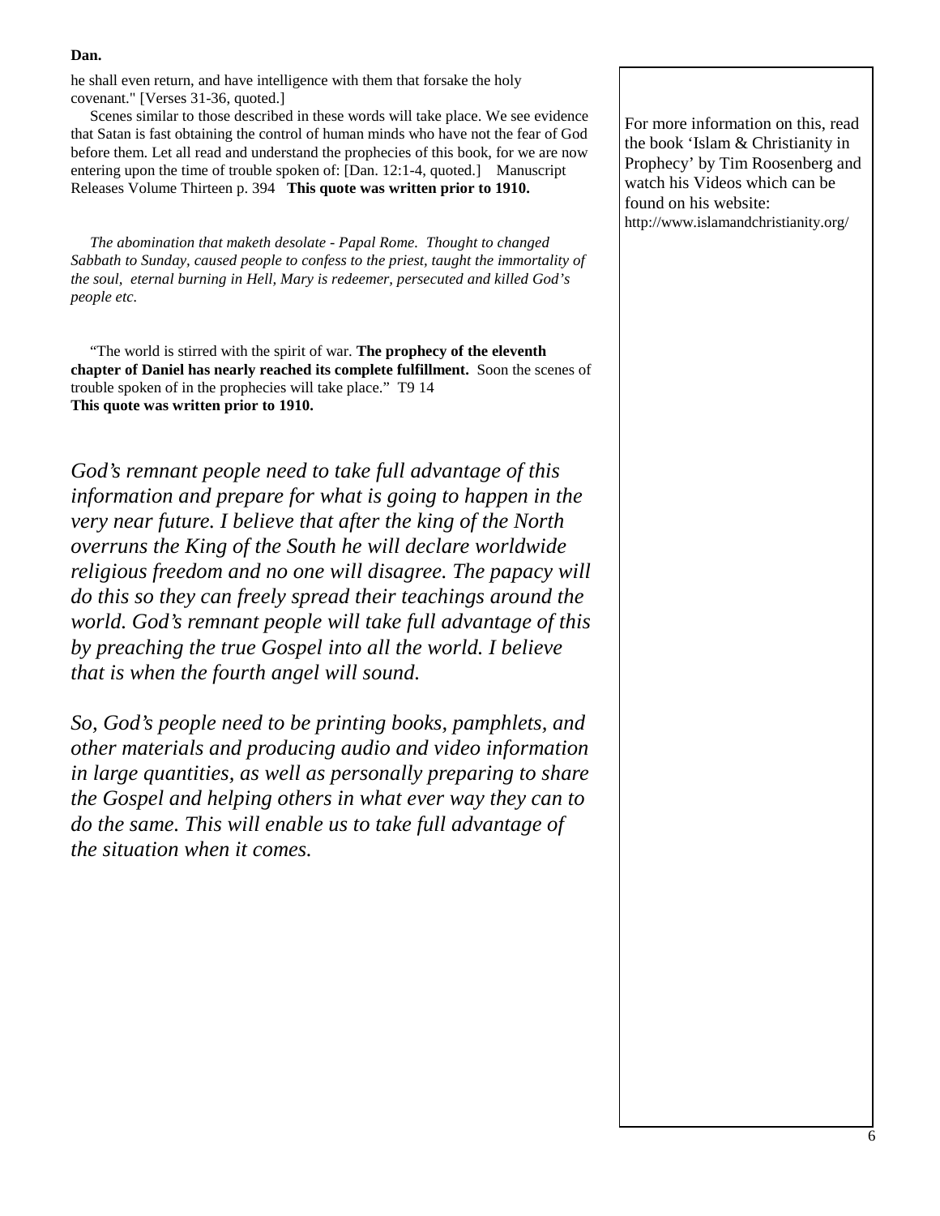**Dan.**

he shall even return, and have intelligence with them that forsake the holy covenant." [Verses 31-36, quoted.]

Scenes similar to those described in these words will take place. We see evidence that Satan is fast obtaining the control of human minds who have not the fear of God before them. Let all read and understand the prophecies of this book, for we are now entering upon the time of trouble spoken of: [Dan. 12:1-4, quoted.] Manuscript Releases Volume Thirteen p. 394 **This quote was written prior to 1910.**

*The abomination that maketh desolate - Papal Rome. Thought to changed Sabbath to Sunday, caused people to confess to the priest, taught the immortality of the soul, eternal burning in Hell, Mary is redeemer, persecuted and killed God's people etc.*

"The world is stirred with the spirit of war. **The prophecy of the eleventh chapter of Daniel has nearly reached its complete fulfillment.** Soon the scenes of trouble spoken of in the prophecies will take place." T9 14
**This quote was written prior to 1910.**

*God's remnant people need to take full advantage of this information and prepare for what is going to happen in the very near future. I believe that after the king of the North overruns the King of the South he will declare worldwide religious freedom and no one will disagree. The papacy will do this so they can freely spread their teachings around the world. God's remnant people will take full advantage of this by preaching the true Gospel into all the world. I believe that is when the fourth angel will sound.*

*So, God's people need to be printing books, pamphlets, and other materials and producing audio and video information in large quantities, as well as personally preparing to share the Gospel and helping others in what ever way they can to do the same. This will enable us to take full advantage of the situation when it comes.*

For more information on this, read the book 'Islam & Christianity in Prophecy' by Tim Roosenberg and watch his Videos which can be found on his website:
http://www.islamandchristianity.org/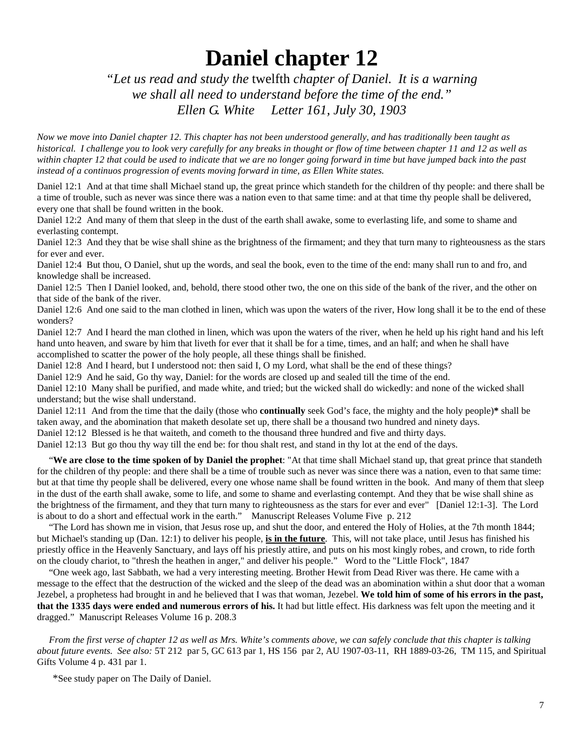# Daniel chapter 12

*"Let us read and study the* twelfth *chapter of Daniel. It is a warning we shall all need to understand before the time of the end."*
*Ellen G. White Letter 161, July 30, 1903*

*Now we move into Daniel chapter 12. This chapter has not been understood generally, and has traditionally been taught as historical. I challenge you to look very carefully for any breaks in thought or flow of time between chapter 11 and 12 as well as within chapter 12 that could be used to indicate that we are no longer going forward in time but have jumped back into the past instead of a continuos progression of events moving forward in time, as Ellen White states.*

Daniel 12:1 And at that time shall Michael stand up, the great prince which standeth for the children of thy people: and there shall be a time of trouble, such as never was since there was a nation even to that same time: and at that time thy people shall be delivered, every one that shall be found written in the book.
Daniel 12:2 And many of them that sleep in the dust of the earth shall awake, some to everlasting life, and some to shame and everlasting contempt.
Daniel 12:3 And they that be wise shall shine as the brightness of the firmament; and they that turn many to righteousness as the stars for ever and ever.
Daniel 12:4 But thou, O Daniel, shut up the words, and seal the book, even to the time of the end: many shall run to and fro, and knowledge shall be increased.
Daniel 12:5 Then I Daniel looked, and, behold, there stood other two, the one on this side of the bank of the river, and the other on that side of the bank of the river.
Daniel 12:6 And one said to the man clothed in linen, which was upon the waters of the river, How long shall it be to the end of these wonders?
Daniel 12:7 And I heard the man clothed in linen, which was upon the waters of the river, when he held up his right hand and his left hand unto heaven, and sware by him that liveth for ever that it shall be for a time, times, and an half; and when he shall have accomplished to scatter the power of the holy people, all these things shall be finished.
Daniel 12:8 And I heard, but I understood not: then said I, O my Lord, what shall be the end of these things?
Daniel 12:9 And he said, Go thy way, Daniel: for the words are closed up and sealed till the time of the end.
Daniel 12:10 Many shall be purified, and made white, and tried; but the wicked shall do wickedly: and none of the wicked shall understand; but the wise shall understand.
Daniel 12:11 And from the time that the daily (those who **continually** seek God's face, the mighty and the holy people)* shall be taken away, and the abomination that maketh desolate set up, there shall be a thousand two hundred and ninety days.
Daniel 12:12 Blessed is he that waiteth, and cometh to the thousand three hundred and five and thirty days.
Daniel 12:13 But go thou thy way till the end be: for thou shalt rest, and stand in thy lot at the end of the days.

"**We are close to the time spoken of by Daniel the prophet**: "At that time shall Michael stand up, that great prince that standeth for the children of thy people: and there shall be a time of trouble such as never was since there was a nation, even to that same time: but at that time thy people shall be delivered, every one whose name shall be found written in the book. And many of them that sleep in the dust of the earth shall awake, some to life, and some to shame and everlasting contempt. And they that be wise shall shine as the brightness of the firmament, and they that turn many to righteousness as the stars for ever and ever" [Daniel 12:1-3]. The Lord is about to do a short and effectual work in the earth." Manuscript Releases Volume Five p. 212

"The Lord has shown me in vision, that Jesus rose up, and shut the door, and entered the Holy of Holies, at the 7th month 1844; but Michael's standing up (Dan. 12:1) to deliver his people, **is in the future**. This, will not take place, until Jesus has finished his priestly office in the Heavenly Sanctuary, and lays off his priestly attire, and puts on his most kingly robes, and crown, to ride forth on the cloudy chariot, to "thresh the heathen in anger," and deliver his people." Word to the "Little Flock", 1847

"One week ago, last Sabbath, we had a very interesting meeting. Brother Hewit from Dead River was there. He came with a message to the effect that the destruction of the wicked and the sleep of the dead was an abomination within a shut door that a woman Jezebel, a prophetess had brought in and he believed that I was that woman, Jezebel. **We told him of some of his errors in the past, that the 1335 days were ended and numerous errors of his.** It had but little effect. His darkness was felt upon the meeting and it dragged." Manuscript Releases Volume 16 p. 208.3

*From the first verse of chapter 12 as well as Mrs. White's comments above, we can safely conclude that this chapter is talking about future events. See also:* 5T 212 par 5, GC 613 par 1, HS 156 par 2, AU 1907-03-11, RH 1889-03-26, TM 115, and Spiritual Gifts Volume 4 p. 431 par 1.

*See study paper on The Daily of Daniel.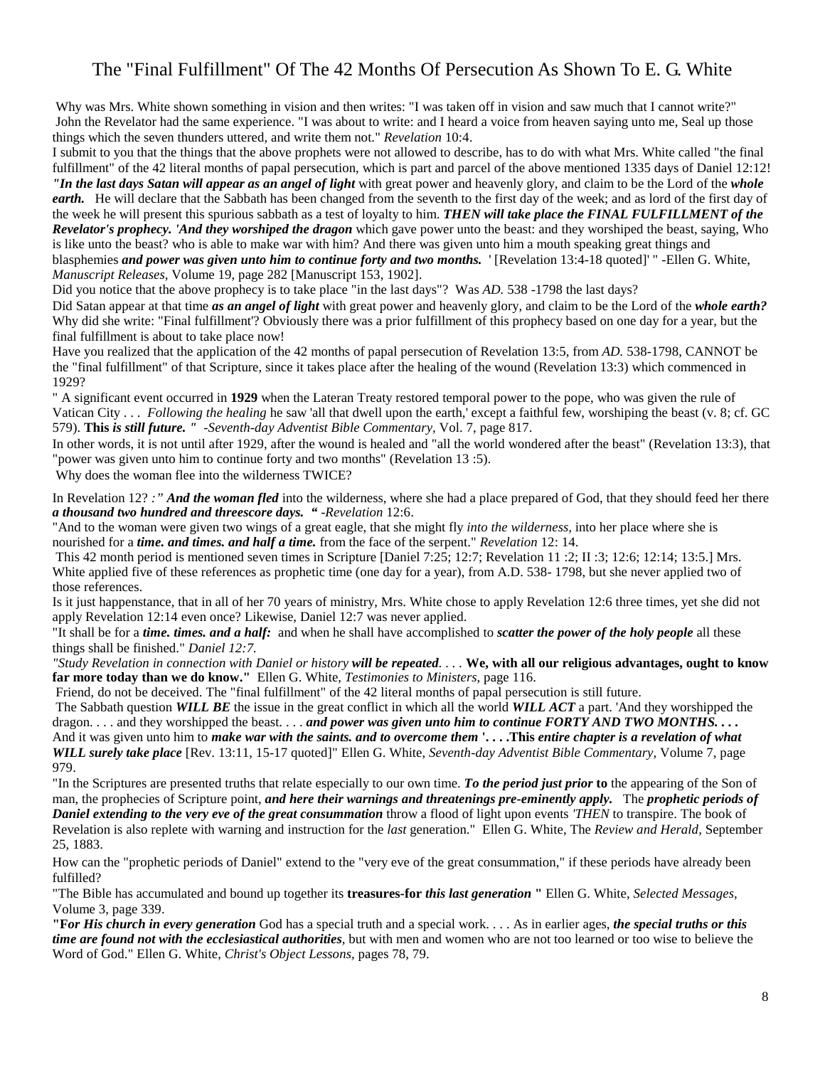# The "Final Fulfillment" Of The 42 Months Of Persecution As Shown To E. G. White

Why was Mrs. White shown something in vision and then writes: "I was taken off in vision and saw much that I cannot write?" John the Revelator had the same experience. "I was about to write: and I heard a voice from heaven saying unto me, Seal up those things which the seven thunders uttered, and write them not." *Revelation* 10:4.

I submit to you that the things that the above prophets were not allowed to describe, has to do with what Mrs. White called "the final fulfillment" of the 42 literal months of papal persecution, which is part and parcel of the above mentioned 1335 days of Daniel 12:12! ***"In the last days Satan will appear as an angel of light*** with great power and heavenly glory, and claim to be the Lord of the ***whole earth.*** He will declare that the Sabbath has been changed from the seventh to the first day of the week; and as lord of the first day of the week he will present this spurious sabbath as a test of loyalty to him. ***THEN will take place the FINAL FULFILLMENT of the Revelator's prophecy. 'And they worshiped the dragon*** which gave power unto the beast: and they worshiped the beast, saying, Who is like unto the beast? who is able to make war with him? And there was given unto him a mouth speaking great things and blasphemies ***and power was given unto him to continue forty and two months.*** ' [Revelation 13:4-18 quoted]' " -Ellen G. White, *Manuscript Releases,* Volume 19, page 282 [Manuscript 153, 1902].

Did you notice that the above prophecy is to take place "in the last days"? Was *AD.* 538 -1798 the last days?

Did Satan appear at that time ***as an angel of light*** with great power and heavenly glory, and claim to be the Lord of the ***whole earth?*** Why did she write: "Final fulfillment'? Obviously there was a prior fulfillment of this prophecy based on one day for a year, but the final fulfillment is about to take place now!

Have you realized that the application of the 42 months of papal persecution of Revelation 13:5, from *AD.* 538-1798, CANNOT be the "final fulfillment" of that Scripture, since it takes place after the healing of the wound (Revelation 13:3) which commenced in 1929?

" A significant event occurred in **1929** when the Lateran Treaty restored temporal power to the pope, who was given the rule of Vatican City . . . *Following the healing* he saw 'all that dwell upon the earth,' except a faithful few, worshiping the beast (v. 8; cf. GC 579). **This *is still future. "*** *-Seventh-day Adventist Bible Commentary,* Vol. 7, page 817.

In other words, it is not until after 1929, after the wound is healed and "all the world wondered after the beast" (Revelation 13:3), that "power was given unto him to continue forty and two months" (Revelation 13 :5).

Why does the woman flee into the wilderness TWICE?

In Revelation 12? *:" **And the woman fled*** into the wilderness, where she had a place prepared of God, that they should feed her there ***a thousand two hundred and threescore days. "*** *-Revelation* 12:6.

"And to the woman were given two wings of a great eagle, that she might fly *into the wilderness,* into her place where she is nourished for a ***time. and times. and half a time.*** from the face of the serpent." *Revelation* 12: 14.

This 42 month period is mentioned seven times in Scripture [Daniel 7:25; 12:7; Revelation 11 :2; II :3; 12:6; 12:14; 13:5.] Mrs. White applied five of these references as prophetic time (one day for a year), from A.D. 538- 1798, but she never applied two of those references.

Is it just happenstance, that in all of her 70 years of ministry, Mrs. White chose to apply Revelation 12:6 three times, yet she did not apply Revelation 12:14 even once? Likewise, Daniel 12:7 was never applied.

"It shall be for a ***time. times. and a half:*** and when he shall have accomplished to ***scatter the power of the holy people*** all these things shall be finished." *Daniel 12:7.*

*"Study Revelation in connection with Daniel or history **will be repeated**. . . .* **We, with all our religious advantages, ought to know far more today than we do know."** Ellen G. White, *Testimonies to Ministers,* page 116.

Friend, do not be deceived. The "final fulfillment" of the 42 literal months of papal persecution is still future.

The Sabbath question ***WILL BE*** the issue in the great conflict in which all the world ***WILL ACT*** a part. 'And they worshipped the dragon. . . . and they worshipped the beast. . . . ***and power was given unto him to continue FORTY AND TWO MONTHS. . . .*** And it was given unto him to ***make war with the saints. and to overcome them* '. . . .This *entire chapter is a revelation of what WILL surely take place*** [Rev. 13:11, 15-17 quoted]" Ellen G. White, *Seventh-day Adventist Bible Commentary,* Volume 7, page 979.

"In the Scriptures are presented truths that relate especially to our own time. ***To the period just prior* to** the appearing of the Son of man, the prophecies of Scripture point, ***and here their warnings and threatenings pre-eminently apply.*** The ***prophetic periods of Daniel extending to the very eve of the great consummation*** throw a flood of light upon events *'THEN* to transpire. The book of Revelation is also replete with warning and instruction for the *last* generation." Ellen G. White, The *Review and Herald,* September 25, 1883.

How can the "prophetic periods of Daniel" extend to the "very eve of the great consummation," if these periods have already been fulfilled?

"The Bible has accumulated and bound up together its **treasures-for *this last generation* "** Ellen G. White, *Selected Messages,* Volume 3, page 339.

**"For *His church in every generation*** God has a special truth and a special work. . . . As in earlier ages, ***the special truths or this time are found not with the ecclesiastical authorities,*** but with men and women who are not too learned or too wise to believe the Word of God." Ellen G. White, *Christ's Object Lessons,* pages 78, 79.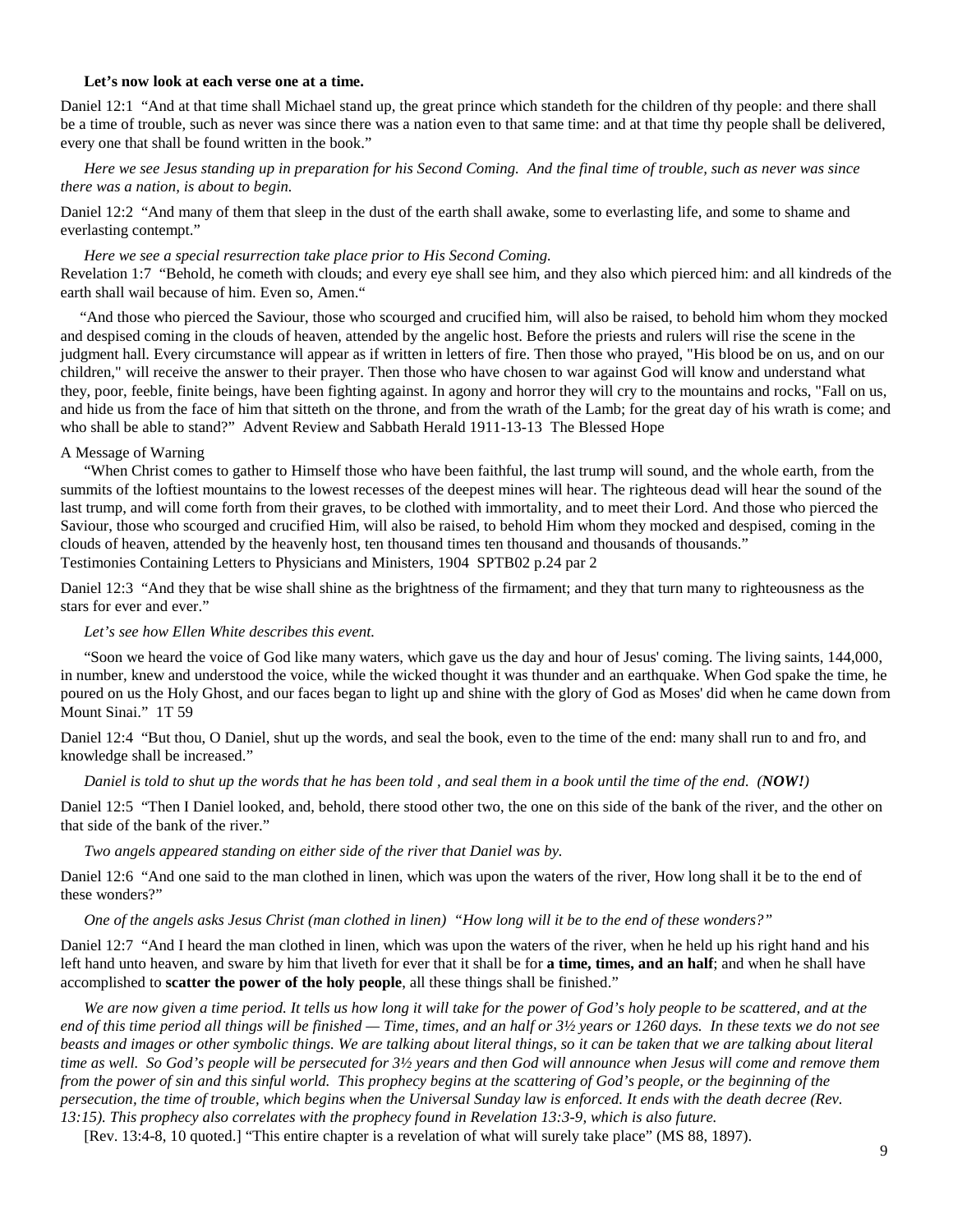**Let's now look at each verse one at a time.**

Daniel 12:1 "And at that time shall Michael stand up, the great prince which standeth for the children of thy people: and there shall be a time of trouble, such as never was since there was a nation even to that same time: and at that time thy people shall be delivered, every one that shall be found written in the book."

*Here we see Jesus standing up in preparation for his Second Coming. And the final time of trouble, such as never was since there was a nation, is about to begin.*

Daniel 12:2 "And many of them that sleep in the dust of the earth shall awake, some to everlasting life, and some to shame and everlasting contempt."

*Here we see a special resurrection take place prior to His Second Coming.*
Revelation 1:7 "Behold, he cometh with clouds; and every eye shall see him, and they also which pierced him: and all kindreds of the earth shall wail because of him. Even so, Amen."

"And those who pierced the Saviour, those who scourged and crucified him, will also be raised, to behold him whom they mocked and despised coming in the clouds of heaven, attended by the angelic host. Before the priests and rulers will rise the scene in the judgment hall. Every circumstance will appear as if written in letters of fire. Then those who prayed, "His blood be on us, and on our children," will receive the answer to their prayer. Then those who have chosen to war against God will know and understand what they, poor, feeble, finite beings, have been fighting against. In agony and horror they will cry to the mountains and rocks, "Fall on us, and hide us from the face of him that sitteth on the throne, and from the wrath of the Lamb; for the great day of his wrath is come; and who shall be able to stand?" Advent Review and Sabbath Herald 1911-13-13 The Blessed Hope

A Message of Warning

"When Christ comes to gather to Himself those who have been faithful, the last trump will sound, and the whole earth, from the summits of the loftiest mountains to the lowest recesses of the deepest mines will hear. The righteous dead will hear the sound of the last trump, and will come forth from their graves, to be clothed with immortality, and to meet their Lord. And those who pierced the Saviour, those who scourged and crucified Him, will also be raised, to behold Him whom they mocked and despised, coming in the clouds of heaven, attended by the heavenly host, ten thousand times ten thousand and thousands of thousands."
Testimonies Containing Letters to Physicians and Ministers, 1904 SPTB02 p.24 par 2

Daniel 12:3 "And they that be wise shall shine as the brightness of the firmament; and they that turn many to righteousness as the stars for ever and ever."

*Let's see how Ellen White describes this event.*

"Soon we heard the voice of God like many waters, which gave us the day and hour of Jesus' coming. The living saints, 144,000, in number, knew and understood the voice, while the wicked thought it was thunder and an earthquake. When God spake the time, he poured on us the Holy Ghost, and our faces began to light up and shine with the glory of God as Moses' did when he came down from Mount Sinai." 1T 59

Daniel 12:4 "But thou, O Daniel, shut up the words, and seal the book, even to the time of the end: many shall run to and fro, and knowledge shall be increased."

*Daniel is told to shut up the words that he has been told , and seal them in a book until the time of the end. (**NOW!**)*

Daniel 12:5 "Then I Daniel looked, and, behold, there stood other two, the one on this side of the bank of the river, and the other on that side of the bank of the river."

*Two angels appeared standing on either side of the river that Daniel was by.*

Daniel 12:6 "And one said to the man clothed in linen, which was upon the waters of the river, How long shall it be to the end of these wonders?"

*One of the angels asks Jesus Christ (man clothed in linen) "How long will it be to the end of these wonders?"*

Daniel 12:7 "And I heard the man clothed in linen, which was upon the waters of the river, when he held up his right hand and his left hand unto heaven, and sware by him that liveth for ever that it shall be for **a time, times, and an half**; and when he shall have accomplished to **scatter the power of the holy people**, all these things shall be finished."

*We are now given a time period. It tells us how long it will take for the power of God's holy people to be scattered, and at the end of this time period all things will be finished — Time, times, and an half or 3½ years or 1260 days. In these texts we do not see beasts and images or other symbolic things. We are talking about literal things, so it can be taken that we are talking about literal time as well. So God's people will be persecuted for 3½ years and then God will announce when Jesus will come and remove them from the power of sin and this sinful world. This prophecy begins at the scattering of God's people, or the beginning of the persecution, the time of trouble, which begins when the Universal Sunday law is enforced. It ends with the death decree (Rev. 13:15). This prophecy also correlates with the prophecy found in Revelation 13:3-9, which is also future.*

[Rev. 13:4-8, 10 quoted.] "This entire chapter is a revelation of what will surely take place" (MS 88, 1897).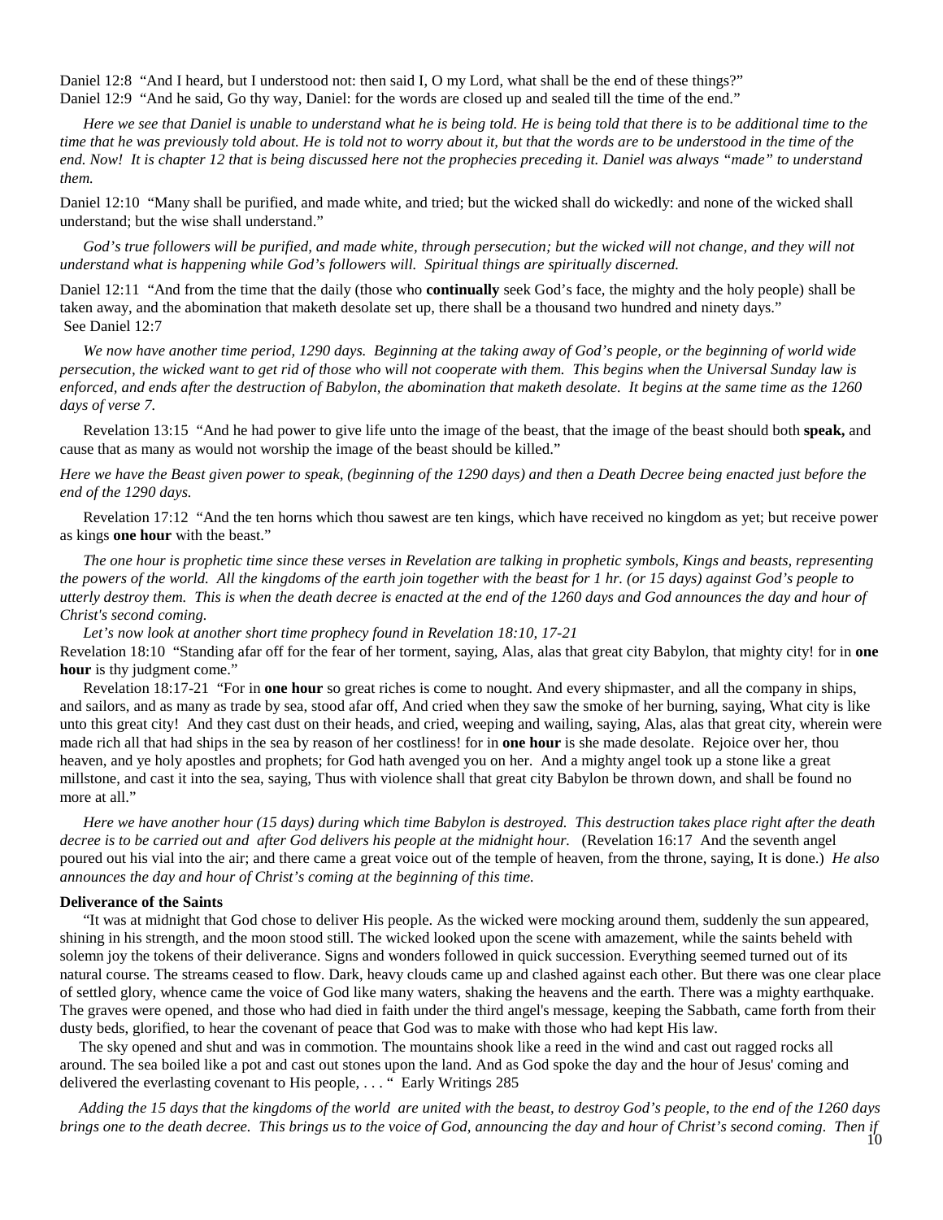Daniel 12:8 "And I heard, but I understood not: then said I, O my Lord, what shall be the end of these things?"
Daniel 12:9 "And he said, Go thy way, Daniel: for the words are closed up and sealed till the time of the end."

*Here we see that Daniel is unable to understand what he is being told. He is being told that there is to be additional time to the time that he was previously told about. He is told not to worry about it, but that the words are to be understood in the time of the end. Now! It is chapter 12 that is being discussed here not the prophecies preceding it. Daniel was always "made" to understand them.*

Daniel 12:10 "Many shall be purified, and made white, and tried; but the wicked shall do wickedly: and none of the wicked shall understand; but the wise shall understand."

*God's true followers will be purified, and made white, through persecution; but the wicked will not change, and they will not understand what is happening while God's followers will. Spiritual things are spiritually discerned.*

Daniel 12:11 "And from the time that the daily (those who **continually** seek God's face, the mighty and the holy people) shall be taken away, and the abomination that maketh desolate set up, there shall be a thousand two hundred and ninety days." See Daniel 12:7

*We now have another time period, 1290 days. Beginning at the taking away of God's people, or the beginning of world wide persecution, the wicked want to get rid of those who will not cooperate with them. This begins when the Universal Sunday law is enforced, and ends after the destruction of Babylon, the abomination that maketh desolate. It begins at the same time as the 1260 days of verse 7.*

Revelation 13:15 "And he had power to give life unto the image of the beast, that the image of the beast should both **speak,** and cause that as many as would not worship the image of the beast should be killed."

*Here we have the Beast given power to speak, (beginning of the 1290 days) and then a Death Decree being enacted just before the end of the 1290 days.*

Revelation 17:12 "And the ten horns which thou sawest are ten kings, which have received no kingdom as yet; but receive power as kings **one hour** with the beast."

*The one hour is prophetic time since these verses in Revelation are talking in prophetic symbols, Kings and beasts, representing the powers of the world. All the kingdoms of the earth join together with the beast for 1 hr. (or 15 days) against God's people to utterly destroy them. This is when the death decree is enacted at the end of the 1260 days and God announces the day and hour of Christ's second coming.*

*Let's now look at another short time prophecy found in Revelation 18:10, 17-21*

Revelation 18:10 "Standing afar off for the fear of her torment, saying, Alas, alas that great city Babylon, that mighty city! for in **one hour** is thy judgment come."

Revelation 18:17-21 "For in **one hour** so great riches is come to nought. And every shipmaster, and all the company in ships, and sailors, and as many as trade by sea, stood afar off, And cried when they saw the smoke of her burning, saying, What city is like unto this great city! And they cast dust on their heads, and cried, weeping and wailing, saying, Alas, alas that great city, wherein were made rich all that had ships in the sea by reason of her costliness! for in **one hour** is she made desolate. Rejoice over her, thou heaven, and ye holy apostles and prophets; for God hath avenged you on her. And a mighty angel took up a stone like a great millstone, and cast it into the sea, saying, Thus with violence shall that great city Babylon be thrown down, and shall be found no more at all."

*Here we have another hour (15 days) during which time Babylon is destroyed. This destruction takes place right after the death decree is to be carried out and after God delivers his people at the midnight hour.* (Revelation 16:17 And the seventh angel poured out his vial into the air; and there came a great voice out of the temple of heaven, from the throne, saying, It is done.) *He also announces the day and hour of Christ's coming at the beginning of this time.*

**Deliverance of the Saints**

"It was at midnight that God chose to deliver His people. As the wicked were mocking around them, suddenly the sun appeared, shining in his strength, and the moon stood still. The wicked looked upon the scene with amazement, while the saints beheld with solemn joy the tokens of their deliverance. Signs and wonders followed in quick succession. Everything seemed turned out of its natural course. The streams ceased to flow. Dark, heavy clouds came up and clashed against each other. But there was one clear place of settled glory, whence came the voice of God like many waters, shaking the heavens and the earth. There was a mighty earthquake. The graves were opened, and those who had died in faith under the third angel's message, keeping the Sabbath, came forth from their dusty beds, glorified, to hear the covenant of peace that God was to make with those who had kept His law.

The sky opened and shut and was in commotion. The mountains shook like a reed in the wind and cast out ragged rocks all around. The sea boiled like a pot and cast out stones upon the land. And as God spoke the day and the hour of Jesus' coming and delivered the everlasting covenant to His people, . . . " Early Writings 285

*Adding the 15 days that the kingdoms of the world are united with the beast, to destroy God's people, to the end of the 1260 days brings one to the death decree. This brings us to the voice of God, announcing the day and hour of Christ's second coming. Then if*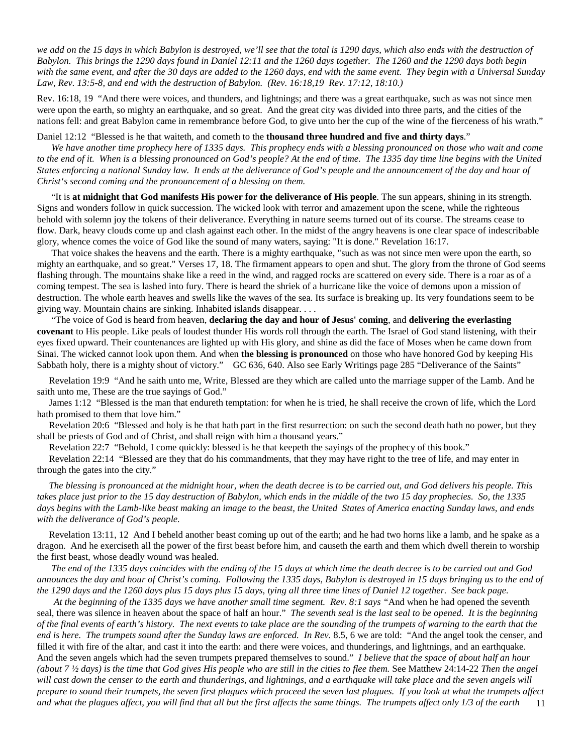*we add on the 15 days in which Babylon is destroyed, we'll see that the total is 1290 days, which also ends with the destruction of Babylon. This brings the 1290 days found in Daniel 12:11 and the 1260 days together. The 1260 and the 1290 days both begin with the same event, and after the 30 days are added to the 1260 days, end with the same event. They begin with a Universal Sunday Law, Rev. 13:5-8, and end with the destruction of Babylon. (Rev. 16:18,19 Rev. 17:12, 18:10.)*

Rev. 16:18, 19 "And there were voices, and thunders, and lightnings; and there was a great earthquake, such as was not since men were upon the earth, so mighty an earthquake, and so great. And the great city was divided into three parts, and the cities of the nations fell: and great Babylon came in remembrance before God, to give unto her the cup of the wine of the fierceness of his wrath."

Daniel 12:12 "Blessed is he that waiteth, and cometh to the **thousand three hundred and five and thirty days**."

*We have another time prophecy here of 1335 days. This prophecy ends with a blessing pronounced on those who wait and come to the end of it. When is a blessing pronounced on God's people? At the end of time. The 1335 day time line begins with the United States enforcing a national Sunday law. It ends at the deliverance of God's people and the announcement of the day and hour of Christ's second coming and the pronouncement of a blessing on them.*

"It is **at midnight that God manifests His power for the deliverance of His people**. The sun appears, shining in its strength. Signs and wonders follow in quick succession. The wicked look with terror and amazement upon the scene, while the righteous behold with solemn joy the tokens of their deliverance. Everything in nature seems turned out of its course. The streams cease to flow. Dark, heavy clouds come up and clash against each other. In the midst of the angry heavens is one clear space of indescribable glory, whence comes the voice of God like the sound of many waters, saying: "It is done." Revelation 16:17.

That voice shakes the heavens and the earth. There is a mighty earthquake, "such as was not since men were upon the earth, so mighty an earthquake, and so great." Verses 17, 18. The firmament appears to open and shut. The glory from the throne of God seems flashing through. The mountains shake like a reed in the wind, and ragged rocks are scattered on every side. There is a roar as of a coming tempest. The sea is lashed into fury. There is heard the shriek of a hurricane like the voice of demons upon a mission of destruction. The whole earth heaves and swells like the waves of the sea. Its surface is breaking up. Its very foundations seem to be giving way. Mountain chains are sinking. Inhabited islands disappear. . . .

"The voice of God is heard from heaven, **declaring the day and hour of Jesus' coming**, and **delivering the everlasting covenant** to His people. Like peals of loudest thunder His words roll through the earth. The Israel of God stand listening, with their eyes fixed upward. Their countenances are lighted up with His glory, and shine as did the face of Moses when he came down from Sinai. The wicked cannot look upon them. And when **the blessing is pronounced** on those who have honored God by keeping His Sabbath holy, there is a mighty shout of victory." GC 636, 640. Also see Early Writings page 285 "Deliverance of the Saints"

Revelation 19:9 "And he saith unto me, Write, Blessed are they which are called unto the marriage supper of the Lamb. And he saith unto me, These are the true sayings of God."

James 1:12 "Blessed is the man that endureth temptation: for when he is tried, he shall receive the crown of life, which the Lord hath promised to them that love him."

Revelation 20:6 "Blessed and holy is he that hath part in the first resurrection: on such the second death hath no power, but they shall be priests of God and of Christ, and shall reign with him a thousand years."

Revelation 22:7 "Behold, I come quickly: blessed is he that keepeth the sayings of the prophecy of this book."

Revelation 22:14 "Blessed are they that do his commandments, that they may have right to the tree of life, and may enter in through the gates into the city."

*The blessing is pronounced at the midnight hour, when the death decree is to be carried out, and God delivers his people. This takes place just prior to the 15 day destruction of Babylon, which ends in the middle of the two 15 day prophecies. So, the 1335 days begins with the Lamb-like beast making an image to the beast, the United States of America enacting Sunday laws, and ends with the deliverance of God's people.*

Revelation 13:11, 12 And I beheld another beast coming up out of the earth; and he had two horns like a lamb, and he spake as a dragon. And he exerciseth all the power of the first beast before him, and causeth the earth and them which dwell therein to worship the first beast, whose deadly wound was healed.

*The end of the 1335 days coincides with the ending of the 15 days at which time the death decree is to be carried out and God announces the day and hour of Christ's coming. Following the 1335 days, Babylon is destroyed in 15 days bringing us to the end of the 1290 days and the 1260 days plus 15 days plus 15 days, tying all three time lines of Daniel 12 together. See back page.*

*At the beginning of the 1335 days we have another small time segment. Rev. 8:1 says* "And when he had opened the seventh seal, there was silence in heaven about the space of half an hour." *The seventh seal is the last seal to be opened. It is the beginning of the final events of earth's history. The next events to take place are the sounding of the trumpets of warning to the earth that the end is here. The trumpets sound after the Sunday laws are enforced. In Rev.* 8.5, 6 we are told: "And the angel took the censer, and filled it with fire of the altar, and cast it into the earth: and there were voices, and thunderings, and lightnings, and an earthquake. And the seven angels which had the seven trumpets prepared themselves to sound." *I believe that the space of about half an hour (about 7 ½ days) is the time that God gives His people who are still in the cities to flee them.* See Matthew 24:14-22 *Then the angel will cast down the censer to the earth and thunderings, and lightnings, and a earthquake will take place and the seven angels will prepare to sound their trumpets, the seven first plagues which proceed the seven last plagues. If you look at what the trumpets affect and what the plagues affect, you will find that all but the first affects the same things. The trumpets affect only 1/3 of the earth*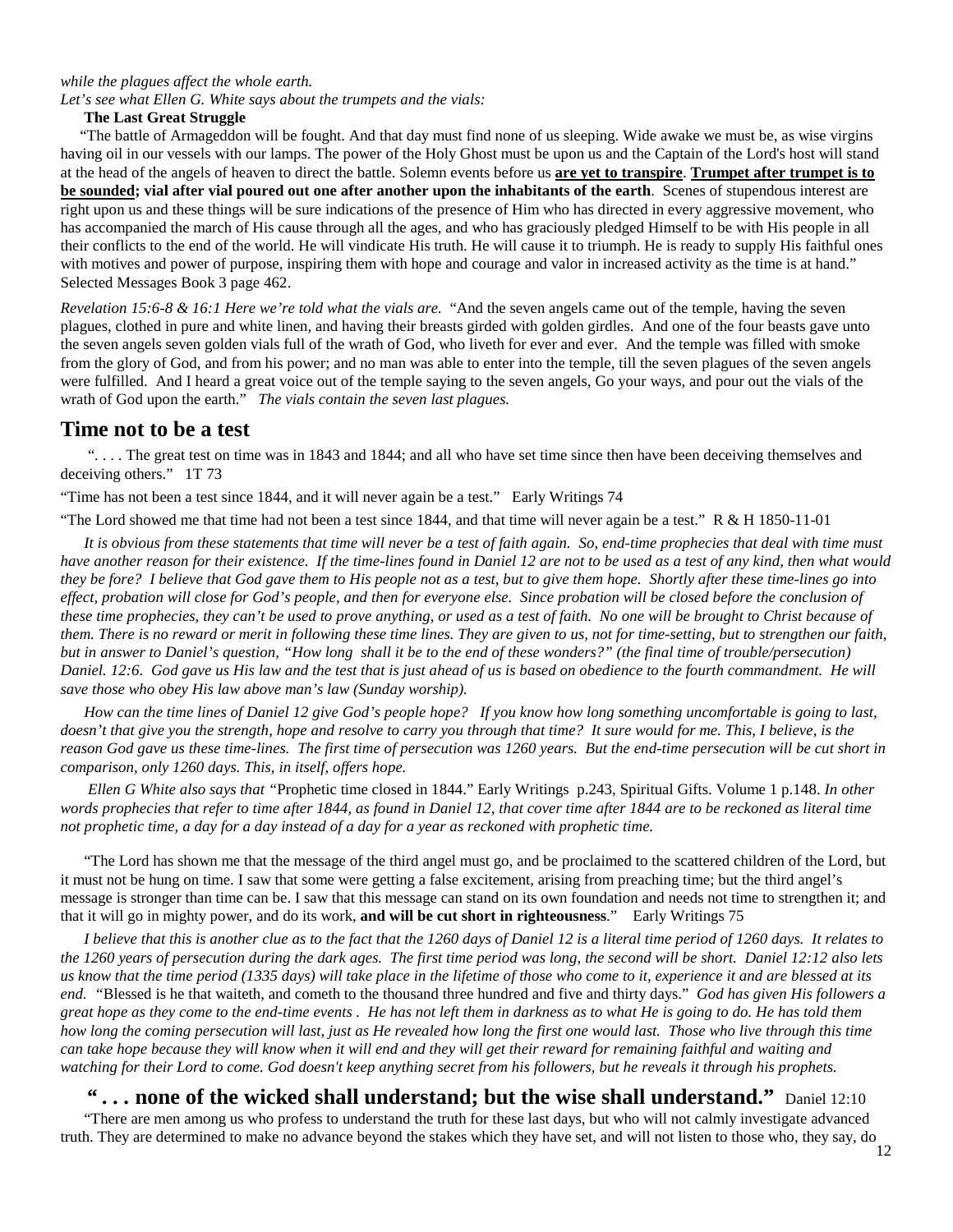*while the plagues affect the whole earth.*
*Let's see what Ellen G. White says about the trumpets and the vials:*

**The Last Great Struggle**

"The battle of Armageddon will be fought. And that day must find none of us sleeping. Wide awake we must be, as wise virgins having oil in our vessels with our lamps. The power of the Holy Ghost must be upon us and the Captain of the Lord's host will stand at the head of the angels of heaven to direct the battle. Solemn events before us **are yet to transpire**. **Trumpet after trumpet is to be sounded; vial after vial poured out one after another upon the inhabitants of the earth**. Scenes of stupendous interest are right upon us and these things will be sure indications of the presence of Him who has directed in every aggressive movement, who has accompanied the march of His cause through all the ages, and who has graciously pledged Himself to be with His people in all their conflicts to the end of the world. He will vindicate His truth. He will cause it to triumph. He is ready to supply His faithful ones with motives and power of purpose, inspiring them with hope and courage and valor in increased activity as the time is at hand." Selected Messages Book 3 page 462.

*Revelation 15:6-8 & 16:1 Here we're told what the vials are.* "And the seven angels came out of the temple, having the seven plagues, clothed in pure and white linen, and having their breasts girded with golden girdles. And one of the four beasts gave unto the seven angels seven golden vials full of the wrath of God, who liveth for ever and ever. And the temple was filled with smoke from the glory of God, and from his power; and no man was able to enter into the temple, till the seven plagues of the seven angels were fulfilled. And I heard a great voice out of the temple saying to the seven angels, Go your ways, and pour out the vials of the wrath of God upon the earth." *The vials contain the seven last plagues.*

## Time not to be a test

". . . . The great test on time was in 1843 and 1844; and all who have set time since then have been deceiving themselves and deceiving others." 1T 73

"Time has not been a test since 1844, and it will never again be a test." Early Writings 74

"The Lord showed me that time had not been a test since 1844, and that time will never again be a test." R & H 1850-11-01

*It is obvious from these statements that time will never be a test of faith again. So, end-time prophecies that deal with time must have another reason for their existence. If the time-lines found in Daniel 12 are not to be used as a test of any kind, then what would they be fore? I believe that God gave them to His people not as a test, but to give them hope. Shortly after these time-lines go into effect, probation will close for God's people, and then for everyone else. Since probation will be closed before the conclusion of these time prophecies, they can't be used to prove anything, or used as a test of faith. No one will be brought to Christ because of them. There is no reward or merit in following these time lines. They are given to us, not for time-setting, but to strengthen our faith, but in answer to Daniel's question, "How long shall it be to the end of these wonders?" (the final time of trouble/persecution) Daniel. 12:6. God gave us His law and the test that is just ahead of us is based on obedience to the fourth commandment. He will save those who obey His law above man's law (Sunday worship).*

*How can the time lines of Daniel 12 give God's people hope? If you know how long something uncomfortable is going to last, doesn't that give you the strength, hope and resolve to carry you through that time? It sure would for me. This, I believe, is the reason God gave us these time-lines. The first time of persecution was 1260 years. But the end-time persecution will be cut short in comparison, only 1260 days. This, in itself, offers hope.*

*Ellen G White also says that* "Prophetic time closed in 1844." Early Writings p.243, Spiritual Gifts. Volume 1 p.148. *In other words prophecies that refer to time after 1844, as found in Daniel 12, that cover time after 1844 are to be reckoned as literal time not prophetic time, a day for a day instead of a day for a year as reckoned with prophetic time.*

"The Lord has shown me that the message of the third angel must go, and be proclaimed to the scattered children of the Lord, but it must not be hung on time. I saw that some were getting a false excitement, arising from preaching time; but the third angel's message is stronger than time can be. I saw that this message can stand on its own foundation and needs not time to strengthen it; and that it will go in mighty power, and do its work, **and will be cut short in righteousness**." Early Writings 75

*I believe that this is another clue as to the fact that the 1260 days of Daniel 12 is a literal time period of 1260 days. It relates to the 1260 years of persecution during the dark ages. The first time period was long, the second will be short. Daniel 12:12 also lets us know that the time period (1335 days) will take place in the lifetime of those who come to it, experience it and are blessed at its end.* "Blessed is he that waiteth, and cometh to the thousand three hundred and five and thirty days." *God has given His followers a great hope as they come to the end-time events . He has not left them in darkness as to what He is going to do. He has told them how long the coming persecution will last, just as He revealed how long the first one would last. Those who live through this time can take hope because they will know when it will end and they will get their reward for remaining faithful and waiting and watching for their Lord to come. God doesn't keep anything secret from his followers, but he reveals it through his prophets.*

## " . . . none of the wicked shall understand; but the wise shall understand." Daniel 12:10

"There are men among us who profess to understand the truth for these last days, but who will not calmly investigate advanced truth. They are determined to make no advance beyond the stakes which they have set, and will not listen to those who, they say, do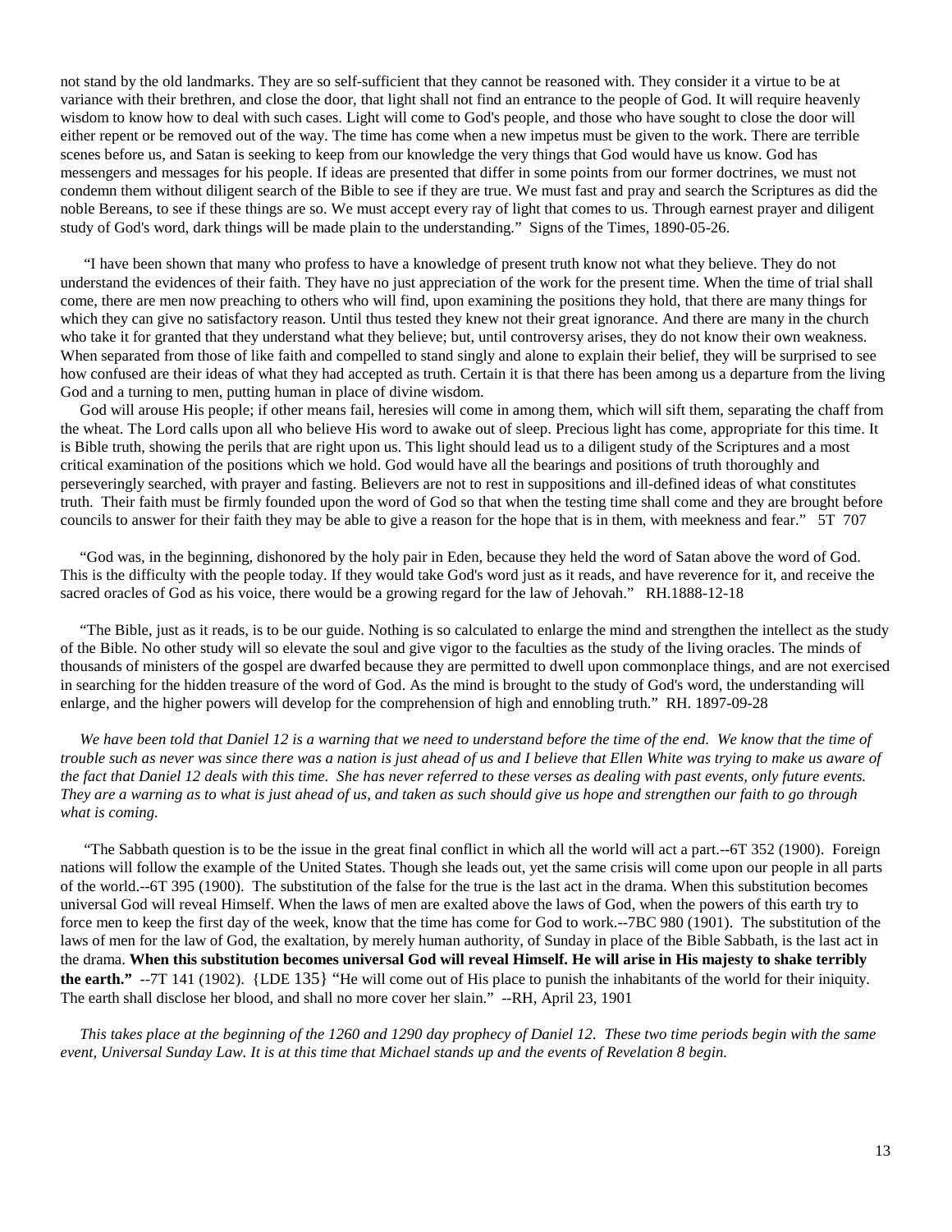not stand by the old landmarks. They are so self-sufficient that they cannot be reasoned with. They consider it a virtue to be at variance with their brethren, and close the door, that light shall not find an entrance to the people of God. It will require heavenly wisdom to know how to deal with such cases. Light will come to God's people, and those who have sought to close the door will either repent or be removed out of the way. The time has come when a new impetus must be given to the work. There are terrible scenes before us, and Satan is seeking to keep from our knowledge the very things that God would have us know. God has messengers and messages for his people. If ideas are presented that differ in some points from our former doctrines, we must not condemn them without diligent search of the Bible to see if they are true. We must fast and pray and search the Scriptures as did the noble Bereans, to see if these things are so. We must accept every ray of light that comes to us. Through earnest prayer and diligent study of God's word, dark things will be made plain to the understanding." Signs of the Times, 1890-05-26.

"I have been shown that many who profess to have a knowledge of present truth know not what they believe. They do not understand the evidences of their faith. They have no just appreciation of the work for the present time. When the time of trial shall come, there are men now preaching to others who will find, upon examining the positions they hold, that there are many things for which they can give no satisfactory reason. Until thus tested they knew not their great ignorance. And there are many in the church who take it for granted that they understand what they believe; but, until controversy arises, they do not know their own weakness. When separated from those of like faith and compelled to stand singly and alone to explain their belief, they will be surprised to see how confused are their ideas of what they had accepted as truth. Certain it is that there has been among us a departure from the living God and a turning to men, putting human in place of divine wisdom.

God will arouse His people; if other means fail, heresies will come in among them, which will sift them, separating the chaff from the wheat. The Lord calls upon all who believe His word to awake out of sleep. Precious light has come, appropriate for this time. It is Bible truth, showing the perils that are right upon us. This light should lead us to a diligent study of the Scriptures and a most critical examination of the positions which we hold. God would have all the bearings and positions of truth thoroughly and perseveringly searched, with prayer and fasting. Believers are not to rest in suppositions and ill-defined ideas of what constitutes truth. Their faith must be firmly founded upon the word of God so that when the testing time shall come and they are brought before councils to answer for their faith they may be able to give a reason for the hope that is in them, with meekness and fear." 5T 707

"God was, in the beginning, dishonored by the holy pair in Eden, because they held the word of Satan above the word of God. This is the difficulty with the people today. If they would take God's word just as it reads, and have reverence for it, and receive the sacred oracles of God as his voice, there would be a growing regard for the law of Jehovah." RH.1888-12-18

"The Bible, just as it reads, is to be our guide. Nothing is so calculated to enlarge the mind and strengthen the intellect as the study of the Bible. No other study will so elevate the soul and give vigor to the faculties as the study of the living oracles. The minds of thousands of ministers of the gospel are dwarfed because they are permitted to dwell upon commonplace things, and are not exercised in searching for the hidden treasure of the word of God. As the mind is brought to the study of God's word, the understanding will enlarge, and the higher powers will develop for the comprehension of high and ennobling truth." RH. 1897-09-28

*We have been told that Daniel 12 is a warning that we need to understand before the time of the end. We know that the time of trouble such as never was since there was a nation is just ahead of us and I believe that Ellen White was trying to make us aware of the fact that Daniel 12 deals with this time. She has never referred to these verses as dealing with past events, only future events. They are a warning as to what is just ahead of us, and taken as such should give us hope and strengthen our faith to go through what is coming.*

"The Sabbath question is to be the issue in the great final conflict in which all the world will act a part.--6T 352 (1900). Foreign nations will follow the example of the United States. Though she leads out, yet the same crisis will come upon our people in all parts of the world.--6T 395 (1900). The substitution of the false for the true is the last act in the drama. When this substitution becomes universal God will reveal Himself. When the laws of men are exalted above the laws of God, when the powers of this earth try to force men to keep the first day of the week, know that the time has come for God to work.--7BC 980 (1901). The substitution of the laws of men for the law of God, the exaltation, by merely human authority, of Sunday in place of the Bible Sabbath, is the last act in the drama. **When this substitution becomes universal God will reveal Himself. He will arise in His majesty to shake terribly the earth."** --7T 141 (1902). {LDE 135} "He will come out of His place to punish the inhabitants of the world for their iniquity. The earth shall disclose her blood, and shall no more cover her slain." --RH, April 23, 1901

*This takes place at the beginning of the 1260 and 1290 day prophecy of Daniel 12. These two time periods begin with the same event, Universal Sunday Law. It is at this time that Michael stands up and the events of Revelation 8 begin.*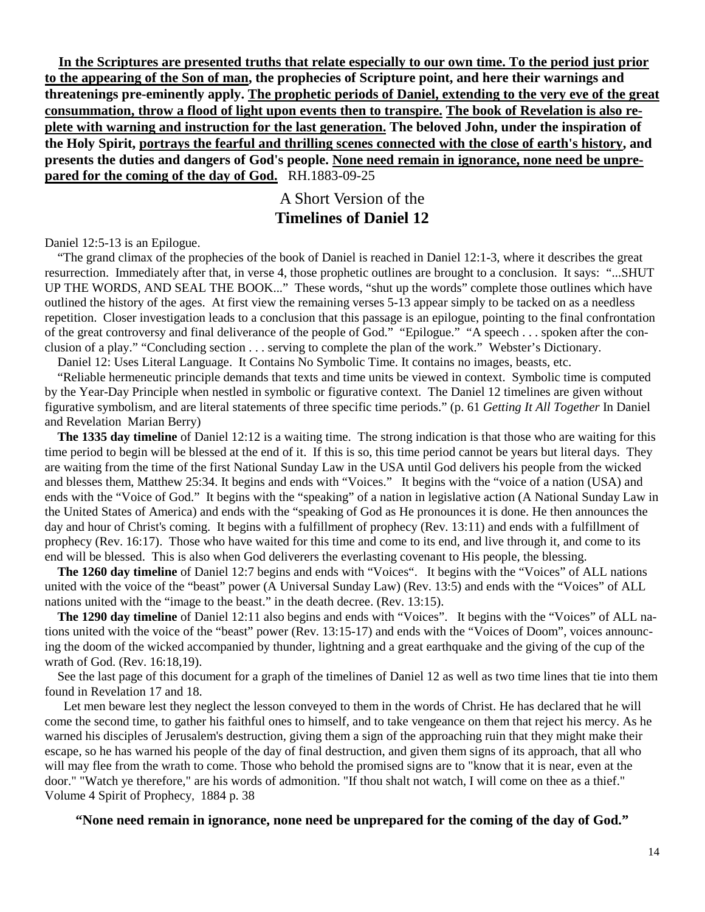**<u>In the Scriptures are presented truths that relate especially to our own time. To the period just prior to the appearing of the Son of man</u>, the prophecies of Scripture point, and here their warnings and threatenings pre-eminently apply. <u>The prophetic periods of Daniel, extending to the very eve of the great consummation, throw a flood of light upon events then to transpire.</u> <u>The book of Revelation is also replete with warning and instruction for the last generation.</u> The beloved John, under the inspiration of the Holy Spirit, <u>portrays the fearful and thrilling scenes connected with the close of earth's history</u>, and presents the duties and dangers of God's people. <u>None need remain in ignorance, none need be unprepared for the coming of the day of God.</u>** RH.1883-09-25

## A Short Version of the
## **Timelines of Daniel 12**

Daniel 12:5-13 is an Epilogue.

"The grand climax of the prophecies of the book of Daniel is reached in Daniel 12:1-3, where it describes the great resurrection. Immediately after that, in verse 4, those prophetic outlines are brought to a conclusion. It says: "...SHUT UP THE WORDS, AND SEAL THE BOOK..." These words, "shut up the words" complete those outlines which have outlined the history of the ages. At first view the remaining verses 5-13 appear simply to be tacked on as a needless repetition. Closer investigation leads to a conclusion that this passage is an epilogue, pointing to the final confrontation of the great controversy and final deliverance of the people of God." "Epilogue." "A speech . . . spoken after the conclusion of a play." "Concluding section . . . serving to complete the plan of the work." Webster's Dictionary.

Daniel 12: Uses Literal Language. It Contains No Symbolic Time. It contains no images, beasts, etc.

"Reliable hermeneutic principle demands that texts and time units be viewed in context. Symbolic time is computed by the Year-Day Principle when nestled in symbolic or figurative context. The Daniel 12 timelines are given without figurative symbolism, and are literal statements of three specific time periods." (p. 61 *Getting It All Together* In Daniel and Revelation Marian Berry)

**The 1335 day timeline** of Daniel 12:12 is a waiting time. The strong indication is that those who are waiting for this time period to begin will be blessed at the end of it. If this is so, this time period cannot be years but literal days. They are waiting from the time of the first National Sunday Law in the USA until God delivers his people from the wicked and blesses them, Matthew 25:34. It begins and ends with "Voices." It begins with the "voice of a nation (USA) and ends with the "Voice of God." It begins with the "speaking" of a nation in legislative action (A National Sunday Law in the United States of America) and ends with the "speaking of God as He pronounces it is done. He then announces the day and hour of Christ's coming. It begins with a fulfillment of prophecy (Rev. 13:11) and ends with a fulfillment of prophecy (Rev. 16:17). Those who have waited for this time and come to its end, and live through it, and come to its end will be blessed. This is also when God deliverers the everlasting covenant to His people, the blessing.

**The 1260 day timeline** of Daniel 12:7 begins and ends with "Voices". It begins with the "Voices" of ALL nations united with the voice of the "beast" power (A Universal Sunday Law) (Rev. 13:5) and ends with the "Voices" of ALL nations united with the "image to the beast." in the death decree. (Rev. 13:15).

**The 1290 day timeline** of Daniel 12:11 also begins and ends with "Voices". It begins with the "Voices" of ALL nations united with the voice of the "beast" power (Rev. 13:15-17) and ends with the "Voices of Doom", voices announcing the doom of the wicked accompanied by thunder, lightning and a great earthquake and the giving of the cup of the wrath of God. (Rev. 16:18,19).

See the last page of this document for a graph of the timelines of Daniel 12 as well as two time lines that tie into them found in Revelation 17 and 18.

Let men beware lest they neglect the lesson conveyed to them in the words of Christ. He has declared that he will come the second time, to gather his faithful ones to himself, and to take vengeance on them that reject his mercy. As he warned his disciples of Jerusalem's destruction, giving them a sign of the approaching ruin that they might make their escape, so he has warned his people of the day of final destruction, and given them signs of its approach, that all who will may flee from the wrath to come. Those who behold the promised signs are to "know that it is near, even at the door." "Watch ye therefore," are his words of admonition. "If thou shalt not watch, I will come on thee as a thief." Volume 4 Spirit of Prophecy, 1884 p. 38

**"None need remain in ignorance, none need be unprepared for the coming of the day of God."**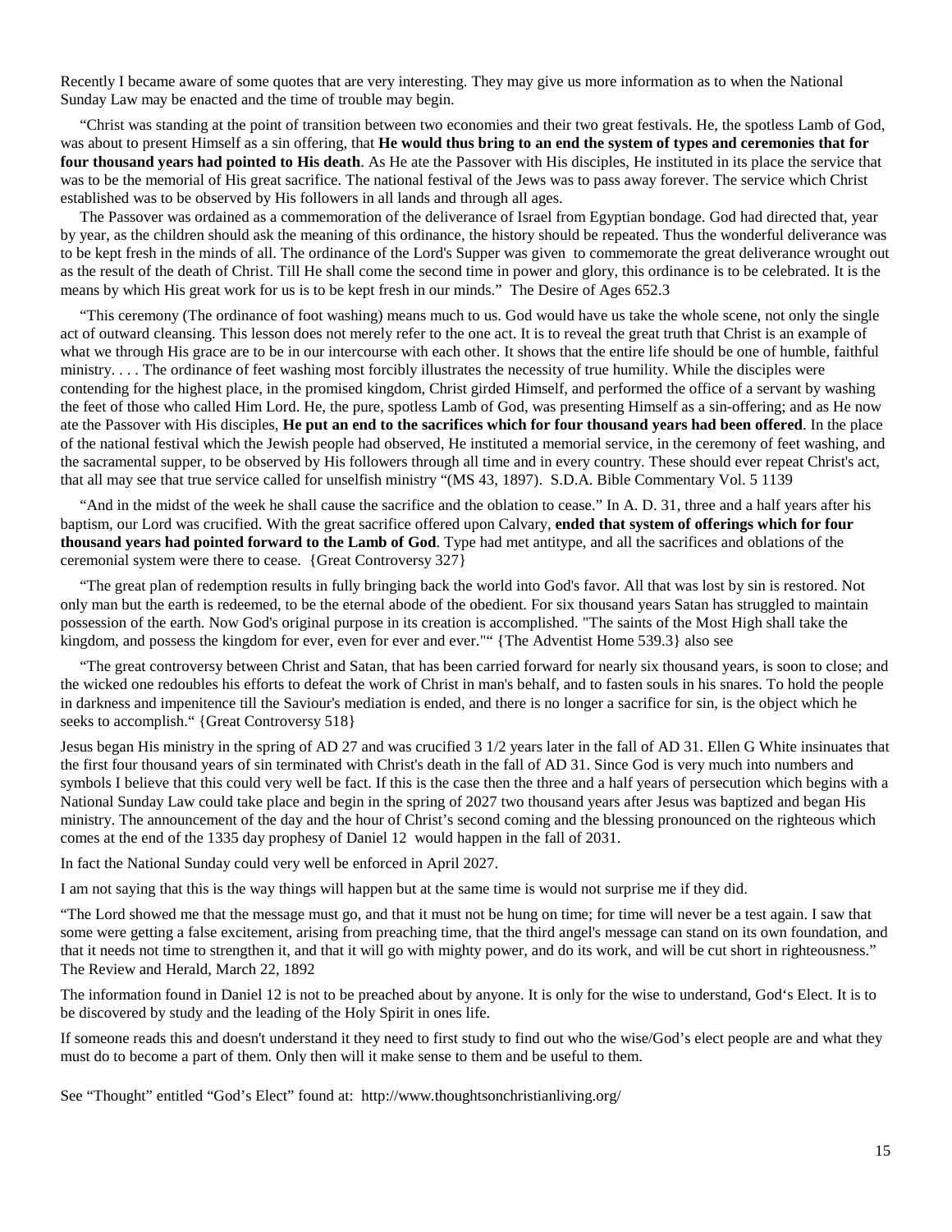Recently I became aware of some quotes that are very interesting. They may give us more information as to when the National Sunday Law may be enacted and the time of trouble may begin.

"Christ was standing at the point of transition between two economies and their two great festivals. He, the spotless Lamb of God, was about to present Himself as a sin offering, that **He would thus bring to an end the system of types and ceremonies that for four thousand years had pointed to His death**. As He ate the Passover with His disciples, He instituted in its place the service that was to be the memorial of His great sacrifice. The national festival of the Jews was to pass away forever. The service which Christ established was to be observed by His followers in all lands and through all ages.

The Passover was ordained as a commemoration of the deliverance of Israel from Egyptian bondage. God had directed that, year by year, as the children should ask the meaning of this ordinance, the history should be repeated. Thus the wonderful deliverance was to be kept fresh in the minds of all. The ordinance of the Lord's Supper was given to commemorate the great deliverance wrought out as the result of the death of Christ. Till He shall come the second time in power and glory, this ordinance is to be celebrated. It is the means by which His great work for us is to be kept fresh in our minds." The Desire of Ages 652.3

"This ceremony (The ordinance of foot washing) means much to us. God would have us take the whole scene, not only the single act of outward cleansing. This lesson does not merely refer to the one act. It is to reveal the great truth that Christ is an example of what we through His grace are to be in our intercourse with each other. It shows that the entire life should be one of humble, faithful ministry. . . . The ordinance of feet washing most forcibly illustrates the necessity of true humility. While the disciples were contending for the highest place, in the promised kingdom, Christ girded Himself, and performed the office of a servant by washing the feet of those who called Him Lord. He, the pure, spotless Lamb of God, was presenting Himself as a sin-offering; and as He now ate the Passover with His disciples, **He put an end to the sacrifices which for four thousand years had been offered**. In the place of the national festival which the Jewish people had observed, He instituted a memorial service, in the ceremony of feet washing, and the sacramental supper, to be observed by His followers through all time and in every country. These should ever repeat Christ's act, that all may see that true service called for unselfish ministry "(MS 43, 1897). S.D.A. Bible Commentary Vol. 5 1139

"And in the midst of the week he shall cause the sacrifice and the oblation to cease." In A. D. 31, three and a half years after his baptism, our Lord was crucified. With the great sacrifice offered upon Calvary, **ended that system of offerings which for four thousand years had pointed forward to the Lamb of God**. Type had met antitype, and all the sacrifices and oblations of the ceremonial system were there to cease. {Great Controversy 327}

"The great plan of redemption results in fully bringing back the world into God's favor. All that was lost by sin is restored. Not only man but the earth is redeemed, to be the eternal abode of the obedient. For six thousand years Satan has struggled to maintain possession of the earth. Now God's original purpose in its creation is accomplished. "The saints of the Most High shall take the kingdom, and possess the kingdom for ever, even for ever and ever."" {The Adventist Home 539.3} also see

"The great controversy between Christ and Satan, that has been carried forward for nearly six thousand years, is soon to close; and the wicked one redoubles his efforts to defeat the work of Christ in man's behalf, and to fasten souls in his snares. To hold the people in darkness and impenitence till the Saviour's mediation is ended, and there is no longer a sacrifice for sin, is the object which he seeks to accomplish." {Great Controversy 518}

Jesus began His ministry in the spring of AD 27 and was crucified 3 1/2 years later in the fall of AD 31. Ellen G White insinuates that the first four thousand years of sin terminated with Christ's death in the fall of AD 31. Since God is very much into numbers and symbols I believe that this could very well be fact. If this is the case then the three and a half years of persecution which begins with a National Sunday Law could take place and begin in the spring of 2027 two thousand years after Jesus was baptized and began His ministry. The announcement of the day and the hour of Christ's second coming and the blessing pronounced on the righteous which comes at the end of the 1335 day prophesy of Daniel 12 would happen in the fall of 2031.

In fact the National Sunday could very well be enforced in April 2027.

I am not saying that this is the way things will happen but at the same time is would not surprise me if they did.

"The Lord showed me that the message must go, and that it must not be hung on time; for time will never be a test again. I saw that some were getting a false excitement, arising from preaching time, that the third angel's message can stand on its own foundation, and that it needs not time to strengthen it, and that it will go with mighty power, and do its work, and will be cut short in righteousness." The Review and Herald, March 22, 1892

The information found in Daniel 12 is not to be preached about by anyone. It is only for the wise to understand, God's Elect. It is to be discovered by study and the leading of the Holy Spirit in ones life.

If someone reads this and doesn't understand it they need to first study to find out who the wise/God's elect people are and what they must do to become a part of them. Only then will it make sense to them and be useful to them.

See "Thought" entitled "God's Elect" found at: http://www.thoughtsonchristianliving.org/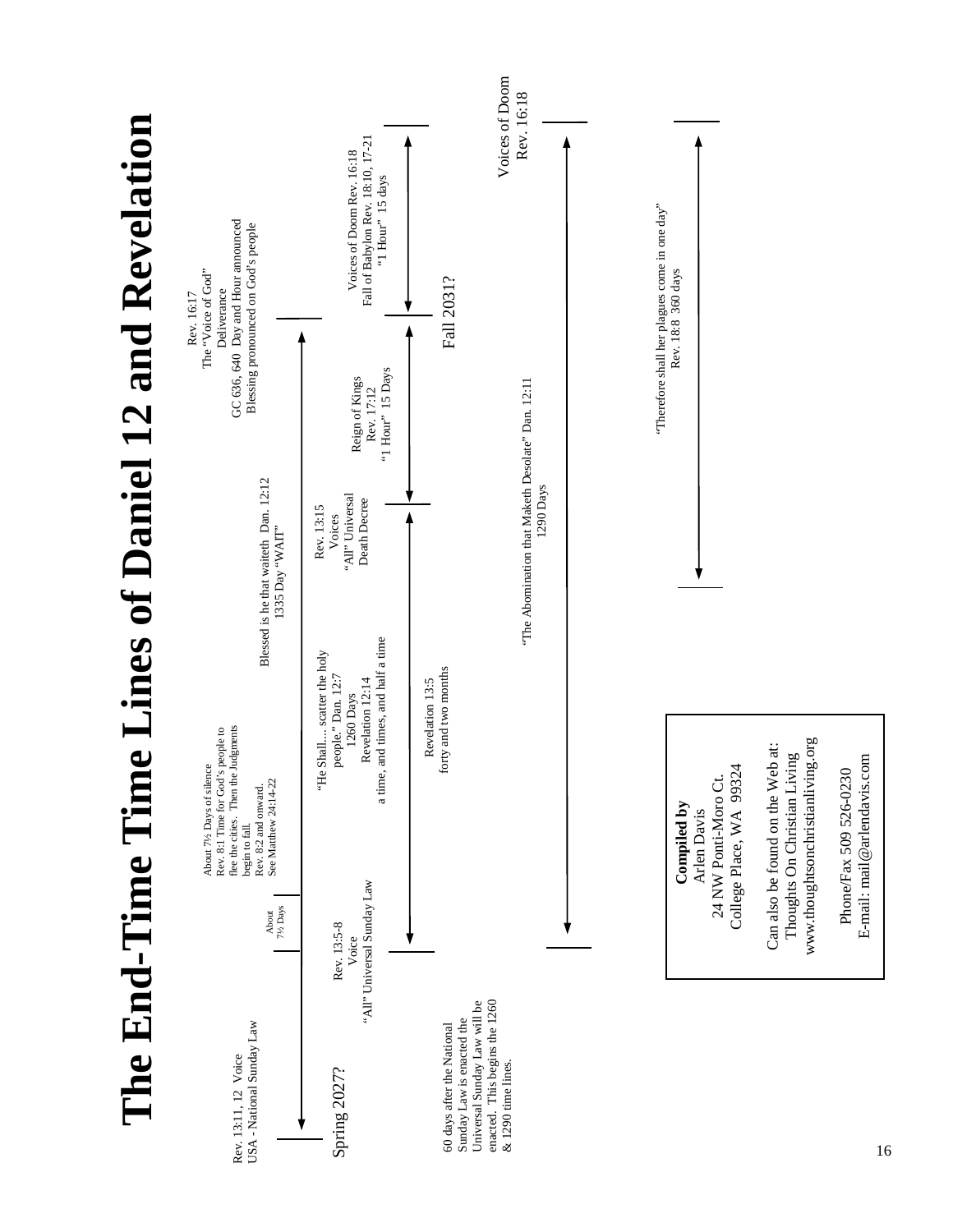# The End-Time Time Lines of Daniel 12 and Revelation

Rev. 13:11, 12 Voice
USA - National Sunday Law

Spring 2027?

60 days after the National Sunday Law is enacted the Universal Sunday Law will be enacted. This begins the 1260 & 1290 time lines.

About 7½ Days

About 7½ Days of silence
Rev. 8:1 Time for God's people to flee the cities. Then the Judgments begin to fall.
Rev. 8:2 and onward.
See Matthew 24:14-22

Blessed is he that waiteth Dan. 12:12
1335 Day "WAIT"

Rev. 16:17
The "Voice of God"
Deliverance
GC 636, 640 Day and Hour announced
Blessing pronounced on God's people

Rev. 13:5-8
Voice
"All" Universal Sunday Law

"He Shall.... scatter the holy people." Dan. 12:7
1260 Days
Revelation 12:14
a time, and times, and half a time

Revelation 13:5
forty and two months

Rev. 13:15
Voices
"All" Universal Death Decree

Reign of Kings
Rev. 17:12
"1 Hour" 15 Days

Voices of Doom Rev. 16:18
Fall of Babylon Rev. 18:10, 17-21
"1 Hour" 15 days

Fall 2031?

"The Abomination that Maketh Desolate" Dan. 12:11
1290 Days

Voices of Doom
Rev. 16:18

"Therefore shall her plagues come in one day"
Rev. 18:8 360 days

**Compiled by**
Arlen Davis
24 NW Ponti-Moro Ct.
College Place, WA 99324

Can also be found on the Web at:
Thoughts On Christian Living
www.thoughtsonchristianliving.org

Phone/Fax 509 526-0230
E-mail: mail@arlendavis.com